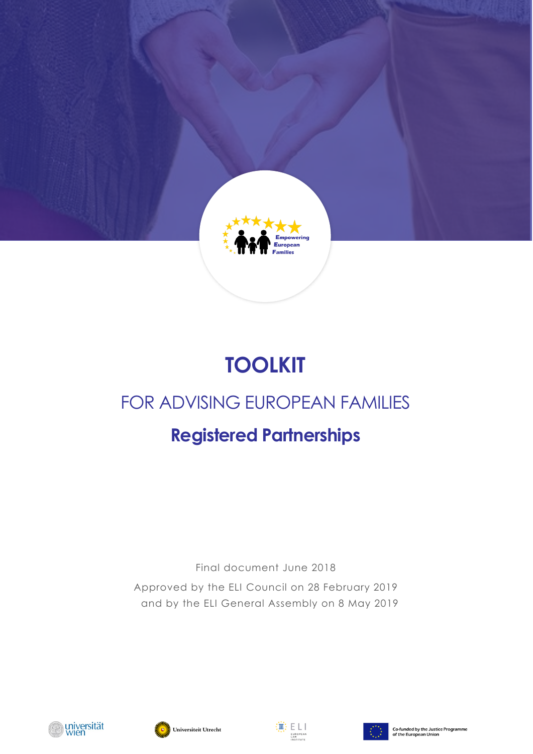# TOOLKIT

## FOR ADVISING EUROPEAN FAMILIES

## Registered Partnerships

Final document June 2018

Approved by the ELI Council on 28 February 2019
and by the ELI General Assembly on 8 May 2019

Co-funded by the Justice Programme of the European Union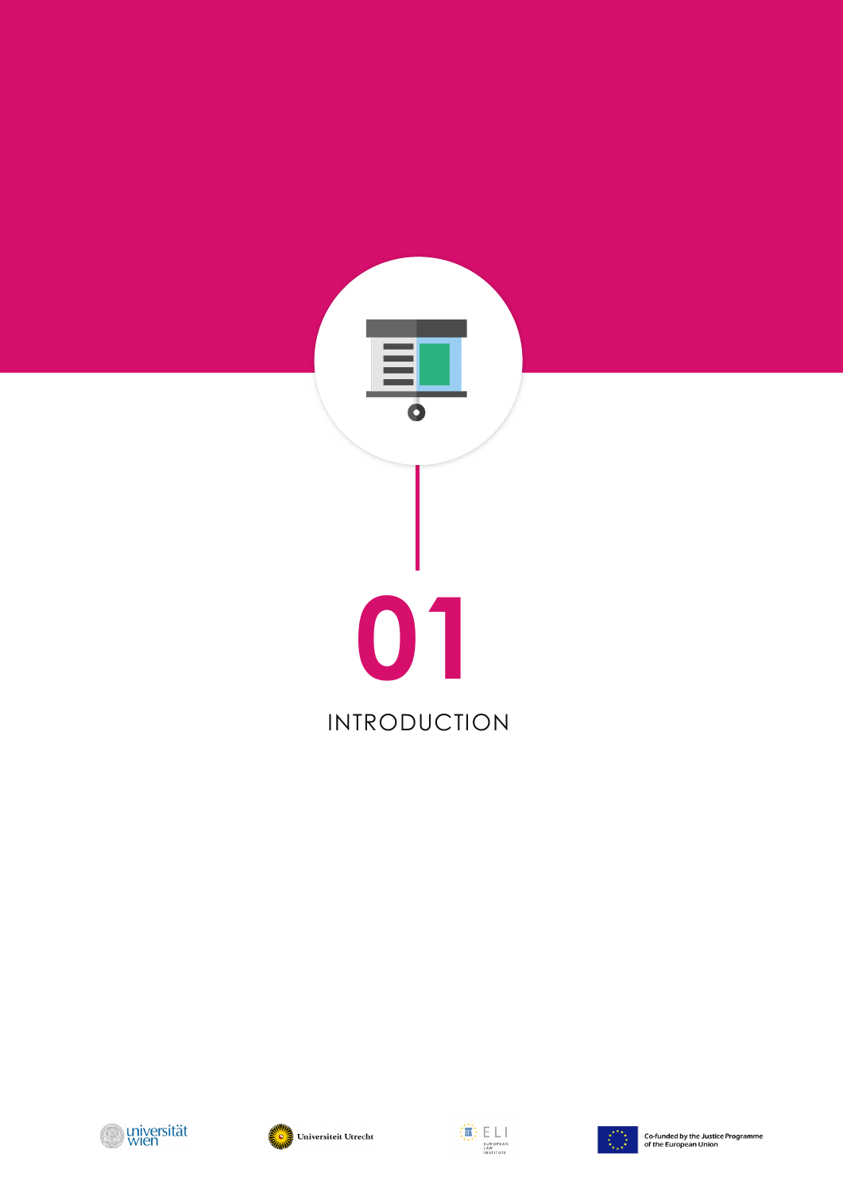# 01

# INTRODUCTION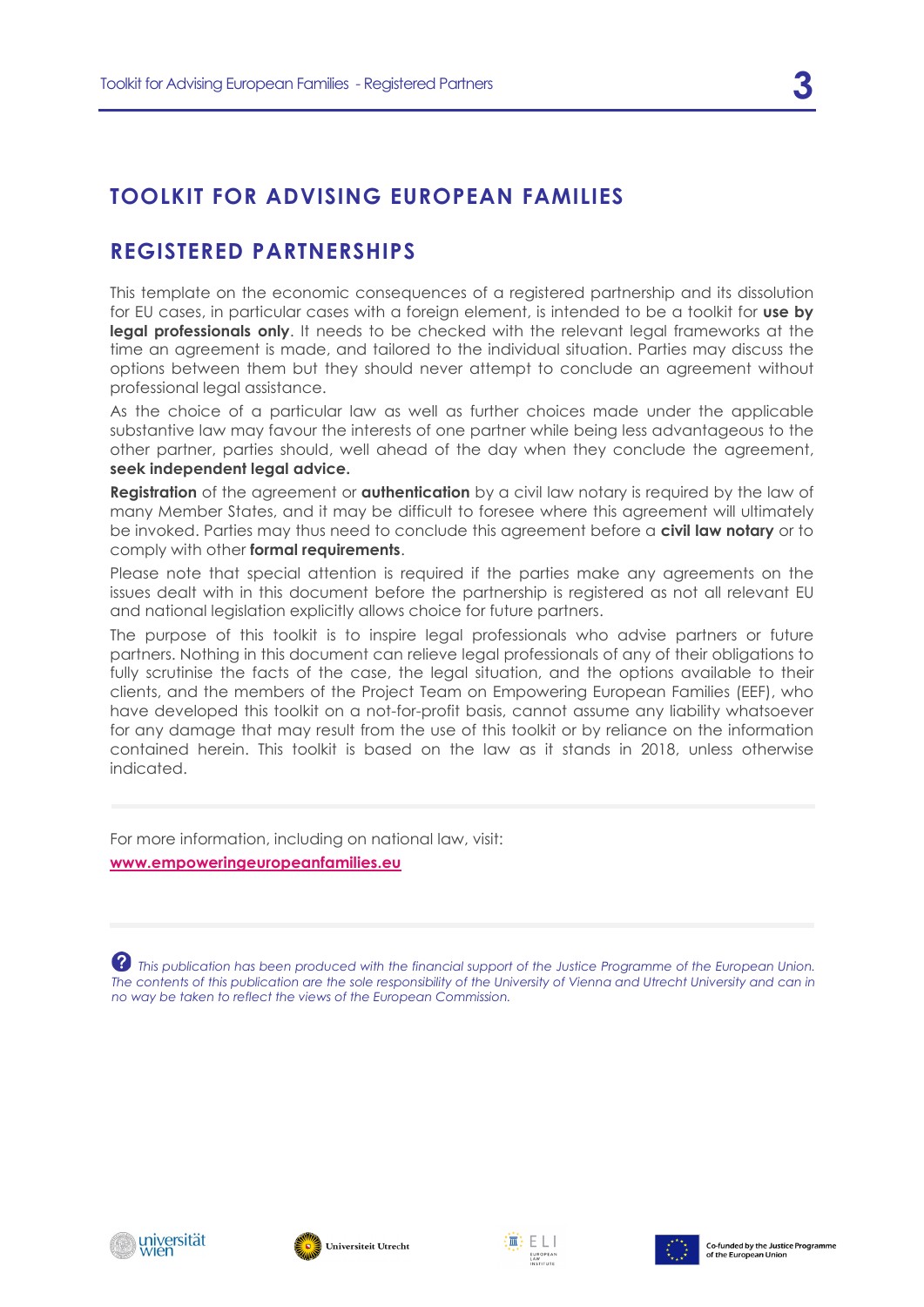# TOOLKIT FOR ADVISING EUROPEAN FAMILIES

## REGISTERED PARTNERSHIPS

This template on the economic consequences of a registered partnership and its dissolution for EU cases, in particular cases with a foreign element, is intended to be a toolkit for **use by legal professionals only**. It needs to be checked with the relevant legal frameworks at the time an agreement is made, and tailored to the individual situation. Parties may discuss the options between them but they should never attempt to conclude an agreement without professional legal assistance.

As the choice of a particular law as well as further choices made under the applicable substantive law may favour the interests of one partner while being less advantageous to the other partner, parties should, well ahead of the day when they conclude the agreement, **seek independent legal advice.**

**Registration** of the agreement or **authentication** by a civil law notary is required by the law of many Member States, and it may be difficult to foresee where this agreement will ultimately be invoked. Parties may thus need to conclude this agreement before a **civil law notary** or to comply with other **formal requirements**.

Please note that special attention is required if the parties make any agreements on the issues dealt with in this document before the partnership is registered as not all relevant EU and national legislation explicitly allows choice for future partners.

The purpose of this toolkit is to inspire legal professionals who advise partners or future partners. Nothing in this document can relieve legal professionals of any of their obligations to fully scrutinise the facts of the case, the legal situation, and the options available to their clients, and the members of the Project Team on Empowering European Families (EEF), who have developed this toolkit on a not-for-profit basis, cannot assume any liability whatsoever for any damage that may result from the use of this toolkit or by reliance on the information contained herein. This toolkit is based on the law as it stands in 2018, unless otherwise indicated.

---

For more information, including on national law, visit:
**www.empoweringeuropeanfamilies.eu**

---

*This publication has been produced with the financial support of the Justice Programme of the European Union. The contents of this publication are the sole responsibility of the University of Vienna and Utrecht University and can in no way be taken to reflect the views of the European Commission.*

universität wien — Universiteit Utrecht — ELI European Law Institute — Co-funded by the Justice Programme of the European Union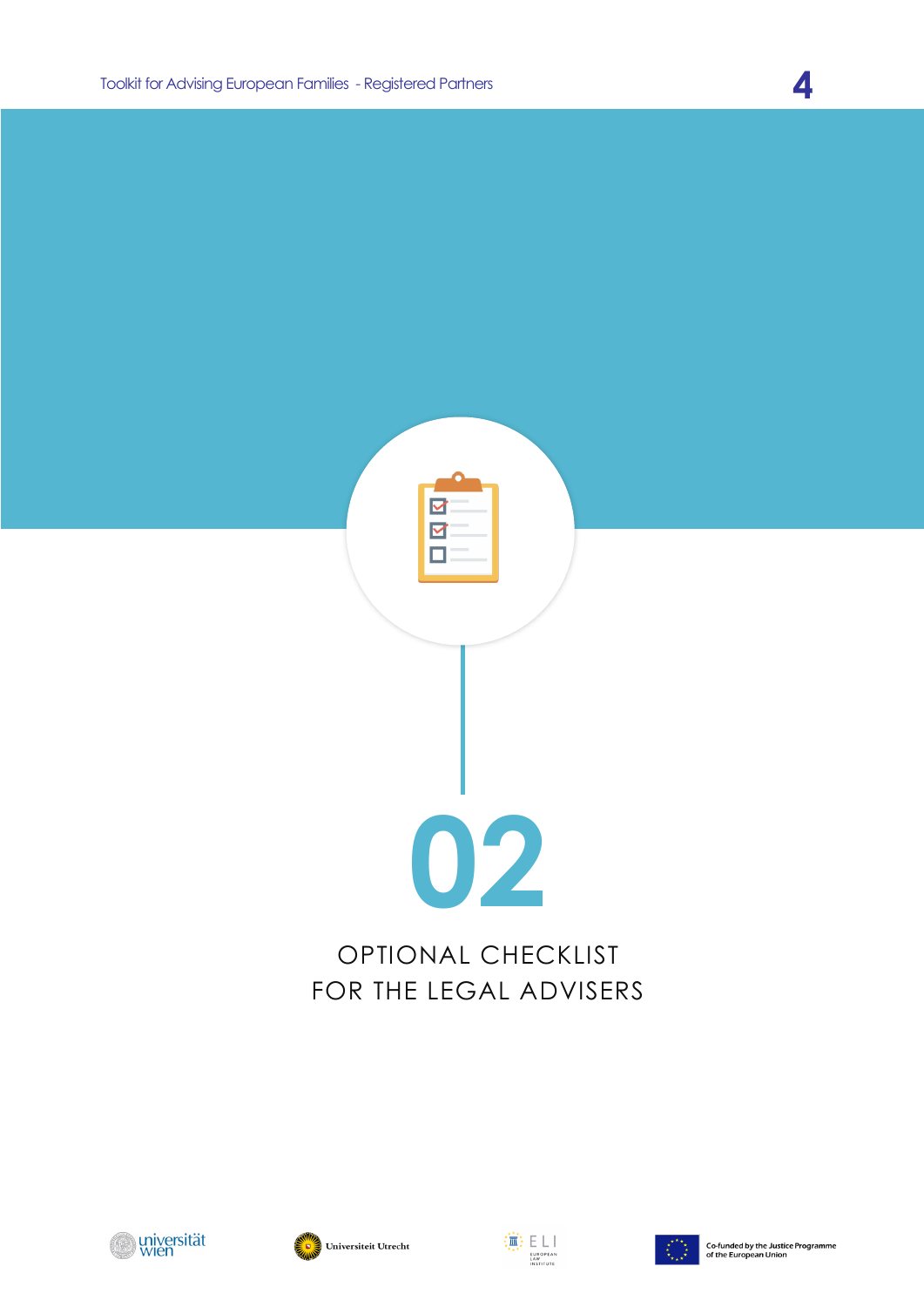# 02

# OPTIONAL CHECKLIST FOR THE LEGAL ADVISERS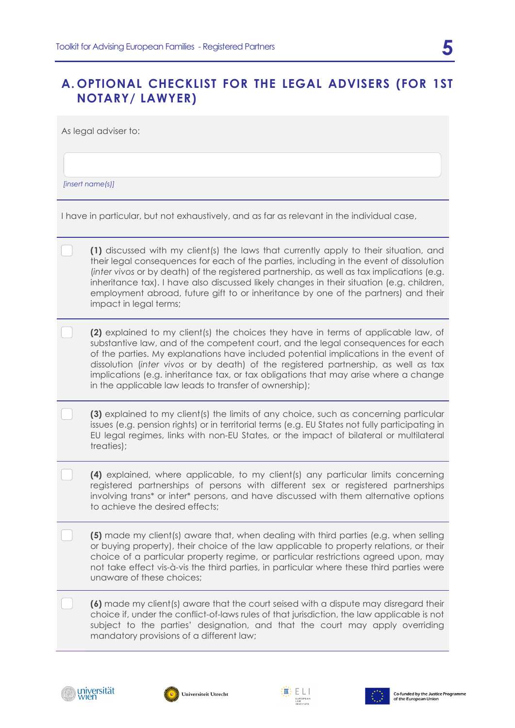## A. OPTIONAL CHECKLIST FOR THE LEGAL ADVISERS (FOR 1ST NOTARY/ LAWYER)

As legal adviser to:

*[insert name(s)]*

I have in particular, but not exhaustively, and as far as relevant in the individual case,

- [ ] **(1)** discussed with my client(s) the laws that currently apply to their situation, and their legal consequences for each of the parties, including in the event of dissolution (*inter vivos* or by death) of the registered partnership, as well as tax implications (e.g. inheritance tax). I have also discussed likely changes in their situation (e.g. children, employment abroad, future gift to or inheritance by one of the partners) and their impact in legal terms;

- [ ] **(2)** explained to my client(s) the choices they have in terms of applicable law, of substantive law, and of the competent court, and the legal consequences for each of the parties. My explanations have included potential implications in the event of dissolution (*inter vivos* or by death) of the registered partnership, as well as tax implications (e.g. inheritance tax, or tax obligations that may arise where a change in the applicable law leads to transfer of ownership);

- [ ] **(3)** explained to my client(s) the limits of any choice, such as concerning particular issues (e.g. pension rights) or in territorial terms (e.g. EU States not fully participating in EU legal regimes, links with non-EU States, or the impact of bilateral or multilateral treaties);

- [ ] **(4)** explained, where applicable, to my client(s) any particular limits concerning registered partnerships of persons with different sex or registered partnerships involving trans* or inter* persons, and have discussed with them alternative options to achieve the desired effects;

- [ ] **(5)** made my client(s) aware that, when dealing with third parties (e.g. when selling or buying property), their choice of the law applicable to property relations, or their choice of a particular property regime, or particular restrictions agreed upon, may not take effect vis-à-vis the third parties, in particular where these third parties were unaware of these choices;

- [ ] **(6)** made my client(s) aware that the court seised with a dispute may disregard their choice if, under the conflict-of-laws rules of that jurisdiction, the law applicable is not subject to the parties' designation, and that the court may apply overriding mandatory provisions of a different law;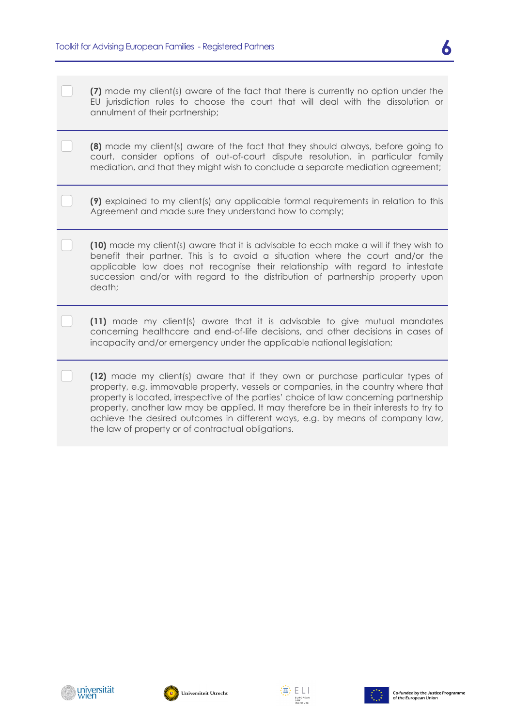- [ ] **(7)** made my client(s) aware of the fact that there is currently no option under the EU jurisdiction rules to choose the court that will deal with the dissolution or annulment of their partnership;

- [ ] **(8)** made my client(s) aware of the fact that they should always, before going to court, consider options of out-of-court dispute resolution, in particular family mediation, and that they might wish to conclude a separate mediation agreement;

- [ ] **(9)** explained to my client(s) any applicable formal requirements in relation to this Agreement and made sure they understand how to comply;

- [ ] **(10)** made my client(s) aware that it is advisable to each make a will if they wish to benefit their partner. This is to avoid a situation where the court and/or the applicable law does not recognise their relationship with regard to intestate succession and/or with regard to the distribution of partnership property upon death;

- [ ] **(11)** made my client(s) aware that it is advisable to give mutual mandates concerning healthcare and end-of-life decisions, and other decisions in cases of incapacity and/or emergency under the applicable national legislation;

- [ ] **(12)** made my client(s) aware that if they own or purchase particular types of property, e.g. immovable property, vessels or companies, in the country where that property is located, irrespective of the parties' choice of law concerning partnership property, another law may be applied. It may therefore be in their interests to try to achieve the desired outcomes in different ways, e.g. by means of company law, the law of property or of contractual obligations.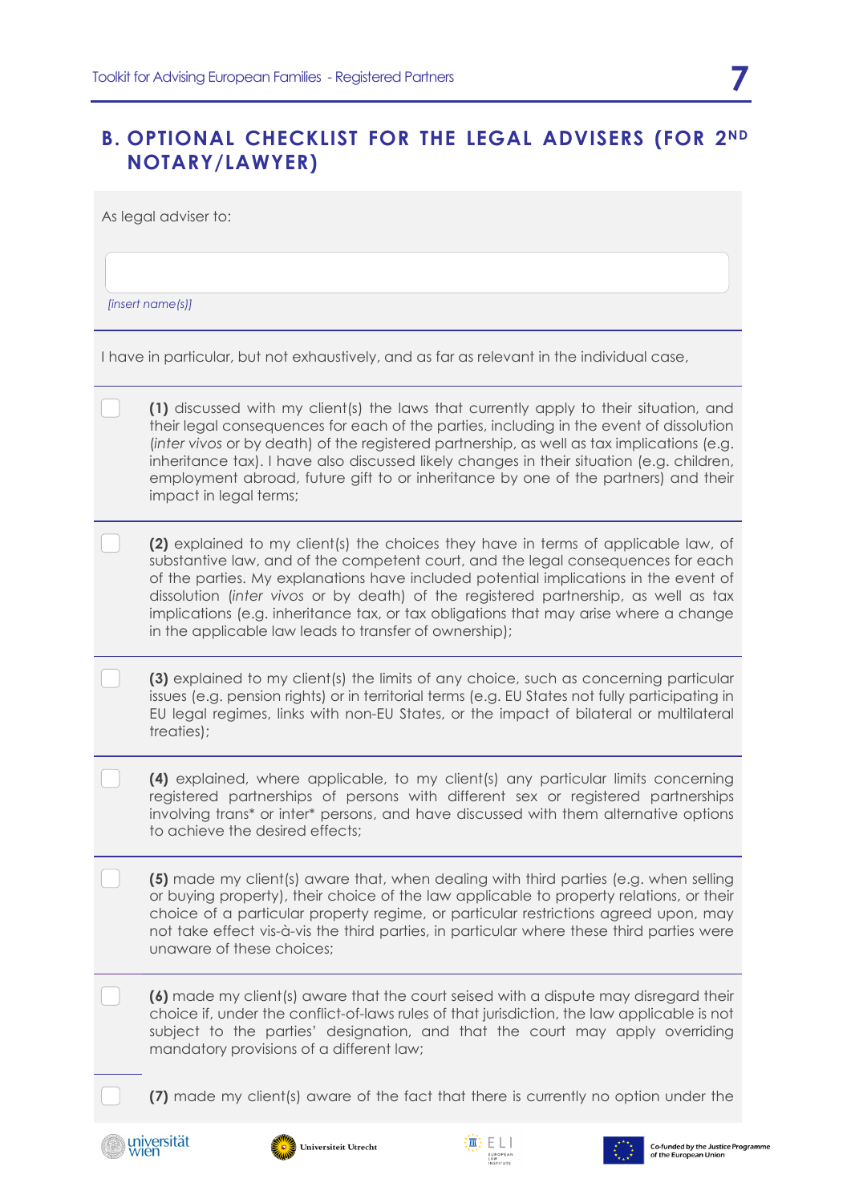## B. OPTIONAL CHECKLIST FOR THE LEGAL ADVISERS (FOR 2ND NOTARY/LAWYER)

As legal adviser to:

[insert name(s)]

I have in particular, but not exhaustively, and as far as relevant in the individual case,

- ☐ **(1)** discussed with my client(s) the laws that currently apply to their situation, and their legal consequences for each of the parties, including in the event of dissolution (*inter vivos* or by death) of the registered partnership, as well as tax implications (e.g. inheritance tax). I have also discussed likely changes in their situation (e.g. children, employment abroad, future gift to or inheritance by one of the partners) and their impact in legal terms;

- ☐ **(2)** explained to my client(s) the choices they have in terms of applicable law, of substantive law, and of the competent court, and the legal consequences for each of the parties. My explanations have included potential implications in the event of dissolution (*inter vivos* or by death) of the registered partnership, as well as tax implications (e.g. inheritance tax, or tax obligations that may arise where a change in the applicable law leads to transfer of ownership);

- ☐ **(3)** explained to my client(s) the limits of any choice, such as concerning particular issues (e.g. pension rights) or in territorial terms (e.g. EU States not fully participating in EU legal regimes, links with non-EU States, or the impact of bilateral or multilateral treaties);

- ☐ **(4)** explained, where applicable, to my client(s) any particular limits concerning registered partnerships of persons with different sex or registered partnerships involving trans* or inter* persons, and have discussed with them alternative options to achieve the desired effects;

- ☐ **(5)** made my client(s) aware that, when dealing with third parties (e.g. when selling or buying property), their choice of the law applicable to property relations, or their choice of a particular property regime, or particular restrictions agreed upon, may not take effect vis-à-vis the third parties, in particular where these third parties were unaware of these choices;

- ☐ **(6)** made my client(s) aware that the court seised with a dispute may disregard their choice if, under the conflict-of-laws rules of that jurisdiction, the law applicable is not subject to the parties' designation, and that the court may apply overriding mandatory provisions of a different law;

- ☐ **(7)** made my client(s) aware of the fact that there is currently no option under the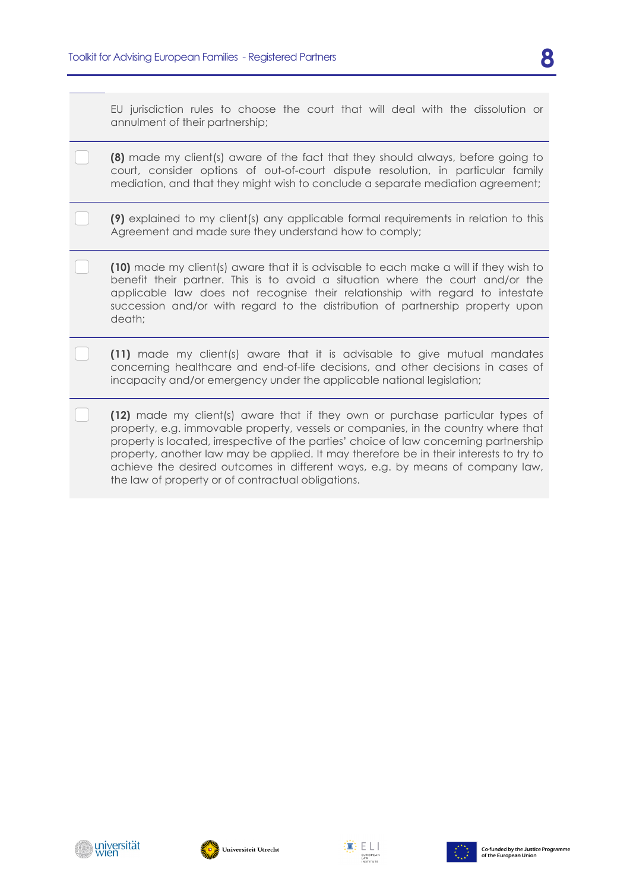EU jurisdiction rules to choose the court that will deal with the dissolution or annulment of their partnership;

- [ ] **(8)** made my client(s) aware of the fact that they should always, before going to court, consider options of out-of-court dispute resolution, in particular family mediation, and that they might wish to conclude a separate mediation agreement;

- [ ] **(9)** explained to my client(s) any applicable formal requirements in relation to this Agreement and made sure they understand how to comply;

- [ ] **(10)** made my client(s) aware that it is advisable to each make a will if they wish to benefit their partner. This is to avoid a situation where the court and/or the applicable law does not recognise their relationship with regard to intestate succession and/or with regard to the distribution of partnership property upon death;

- [ ] **(11)** made my client(s) aware that it is advisable to give mutual mandates concerning healthcare and end-of-life decisions, and other decisions in cases of incapacity and/or emergency under the applicable national legislation;

- [ ] **(12)** made my client(s) aware that if they own or purchase particular types of property, e.g. immovable property, vessels or companies, in the country where that property is located, irrespective of the parties' choice of law concerning partnership property, another law may be applied. It may therefore be in their interests to try to achieve the desired outcomes in different ways, e.g. by means of company law, the law of property or of contractual obligations.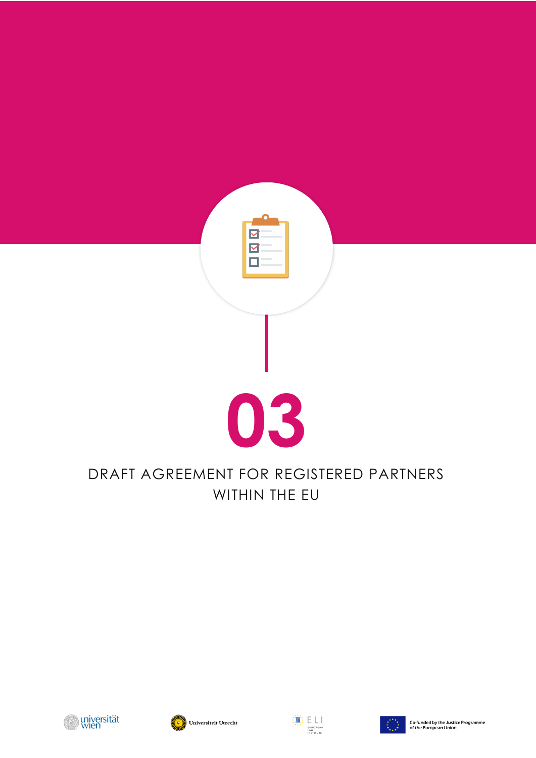# 03

## DRAFT AGREEMENT FOR REGISTERED PARTNERS WITHIN THE EU

Co-funded by the Justice Programme of the European Union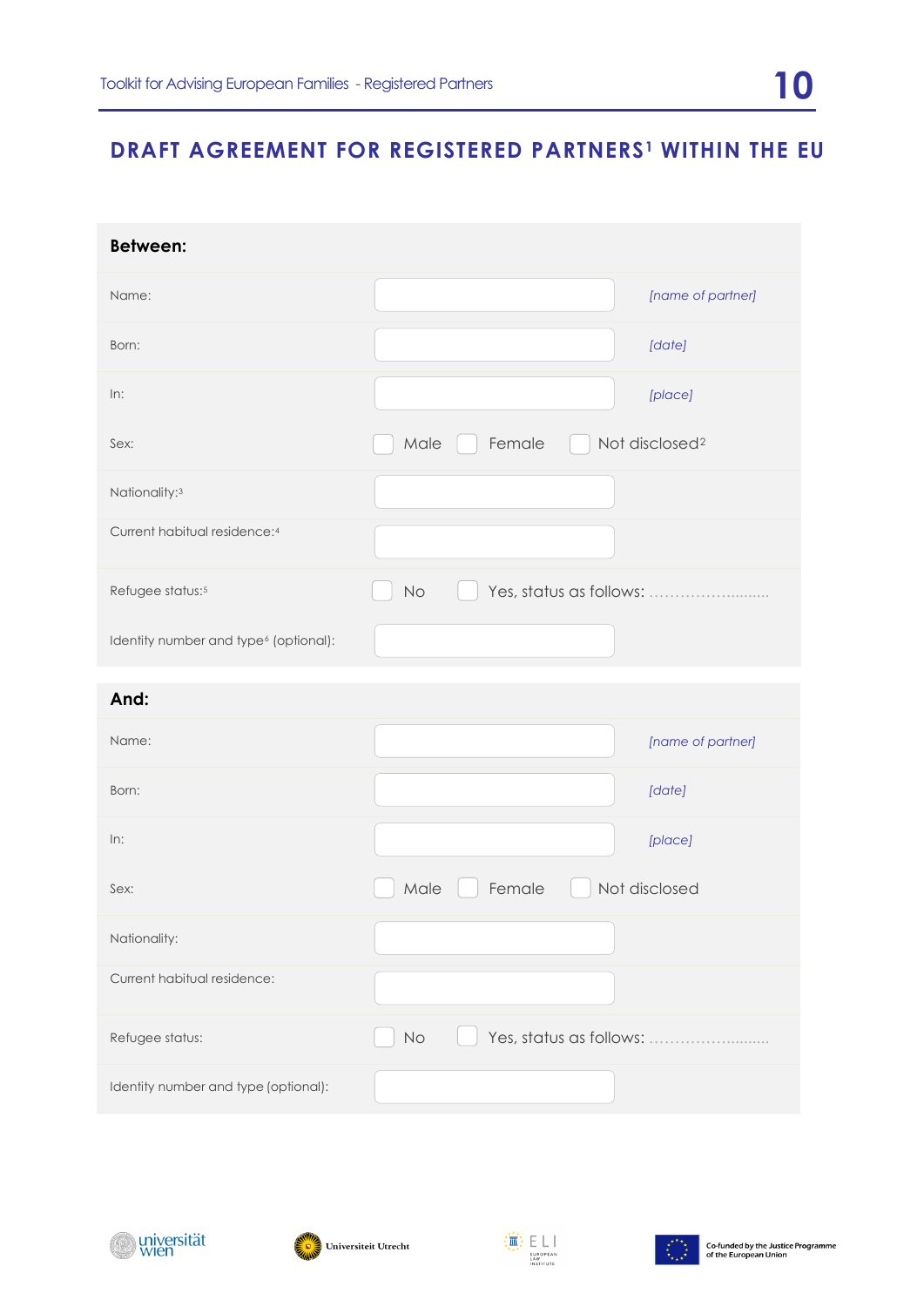## DRAFT AGREEMENT FOR REGISTERED PARTNERS[1] WITHIN THE EU

**Between:**

| | | |
|---|---|---|
| Name: | | *[name of partner]* |
| Born: | | *[date]* |
| In: | | *[place]* |
| Sex: | ☐ Male ☐ Female ☐ Not disclosed[2] | |
| Nationality:[3] | | |
| Current habitual residence:[4] | | |
| Refugee status:[5] | ☐ No ☐ Yes, status as follows: ........................ | |
| Identity number and type[6] (optional): | | |

**And:**

| | | |
|---|---|---|
| Name: | | *[name of partner]* |
| Born: | | *[date]* |
| In: | | *[place]* |
| Sex: | ☐ Male ☐ Female ☐ Not disclosed | |
| Nationality: | | |
| Current habitual residence: | | |
| Refugee status: | ☐ No ☐ Yes, status as follows: ........................ | |
| Identity number and type (optional): | | |

universität wien | Universiteit Utrecht | ELI European Law Institute | Co-funded by the Justice Programme of the European Union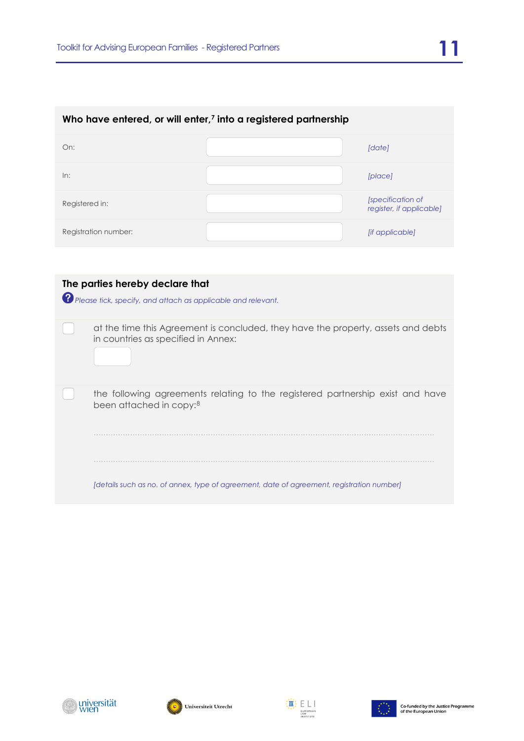## Who have entered, or will enter,[7] into a registered partnership

| | | |
|---|---|---|
| On: | | *[date]* |
| In: | | *[place]* |
| Registered in: | | *[specification of register, if applicable]* |
| Registration number: | | *[if applicable]* |

## The parties hereby declare that

*Please tick, specify, and attach as applicable and relevant.*

- [ ] at the time this Agreement is concluded, they have the property, assets and debts in countries as specified in Annex:

- [ ] the following agreements relating to the registered partnership exist and have been attached in copy:[8]

  ..........................................................................................................................

  ..........................................................................................................................

  *[details such as no. of annex, type of agreement, date of agreement, registration number]*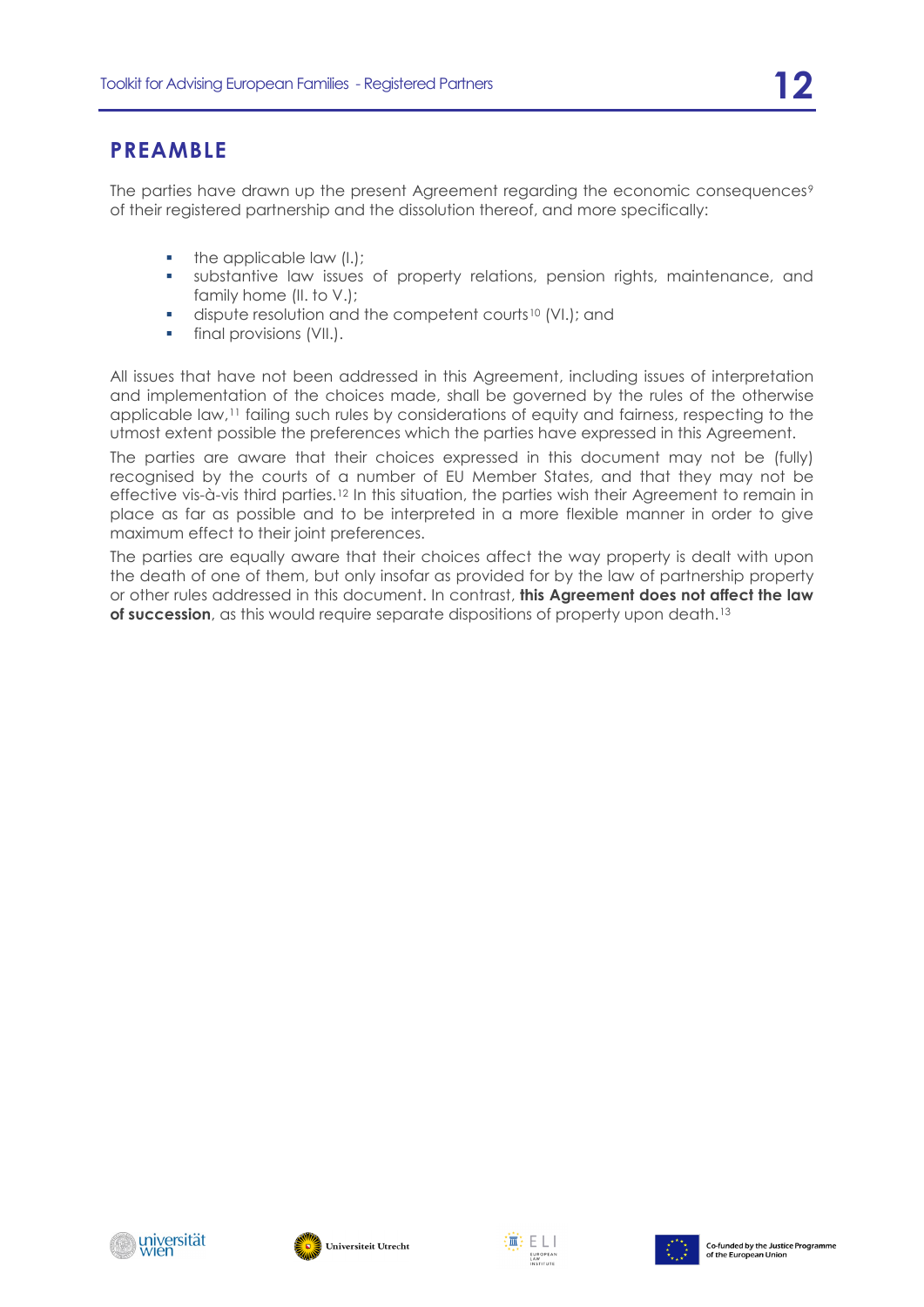## PREAMBLE

The parties have drawn up the present Agreement regarding the economic consequences[9] of their registered partnership and the dissolution thereof, and more specifically:

- the applicable law (I.);
- substantive law issues of property relations, pension rights, maintenance, and family home (II. to V.);
- dispute resolution and the competent courts[10] (VI.); and
- final provisions (VII.).

All issues that have not been addressed in this Agreement, including issues of interpretation and implementation of the choices made, shall be governed by the rules of the otherwise applicable law,[11] failing such rules by considerations of equity and fairness, respecting to the utmost extent possible the preferences which the parties have expressed in this Agreement.

The parties are aware that their choices expressed in this document may not be (fully) recognised by the courts of a number of EU Member States, and that they may not be effective vis-à-vis third parties.[12] In this situation, the parties wish their Agreement to remain in place as far as possible and to be interpreted in a more flexible manner in order to give maximum effect to their joint preferences.

The parties are equally aware that their choices affect the way property is dealt with upon the death of one of them, but only insofar as provided for by the law of partnership property or other rules addressed in this document. In contrast, **this Agreement does not affect the law of succession**, as this would require separate dispositions of property upon death.[13]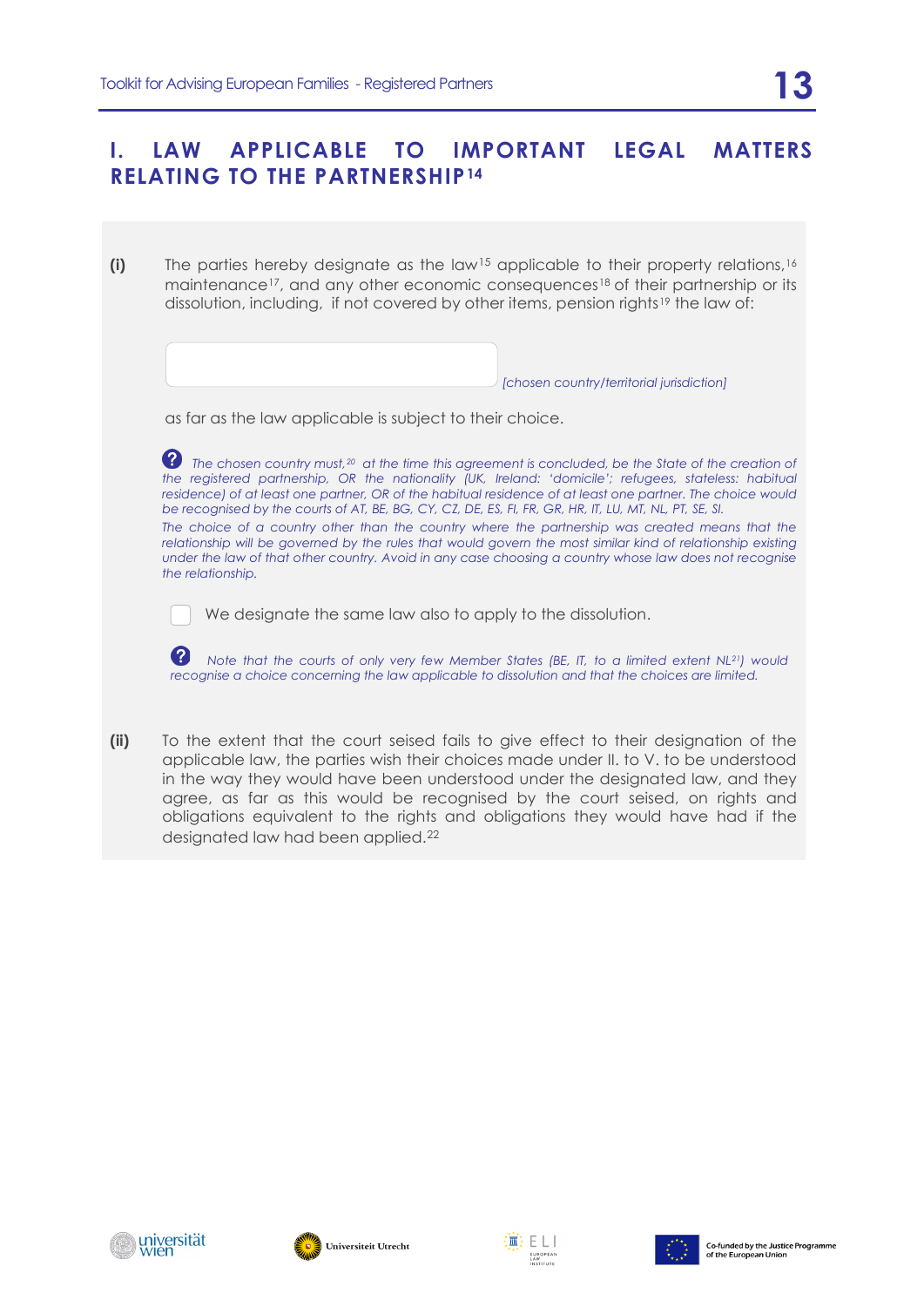# I. LAW APPLICABLE TO IMPORTANT LEGAL MATTERS RELATING TO THE PARTNERSHIP[14]

**(i)** The parties hereby designate as the law[15] applicable to their property relations,[16] maintenance[17], and any other economic consequences[18] of their partnership or its dissolution, including, if not covered by other items, pension rights[19] the law of:

_____________________ *[chosen country/territorial jurisdiction]*

as far as the law applicable is subject to their choice.

*The chosen country must,[20] at the time this agreement is concluded, be the State of the creation of the registered partnership, OR the nationality (UK, Ireland: 'domicile'; refugees, stateless: habitual residence) of at least one partner, OR of the habitual residence of at least one partner. The choice would be recognised by the courts of AT, BE, BG, CY, CZ, DE, ES, FI, FR, GR, HR, IT, LU, MT, NL, PT, SE, SI.*

*The choice of a country other than the country where the partnership was created means that the relationship will be governed by the rules that would govern the most similar kind of relationship existing under the law of that other country. Avoid in any case choosing a country whose law does not recognise the relationship.*

☐ We designate the same law also to apply to the dissolution.

*Note that the courts of only very few Member States (BE, IT, to a limited extent NL[21]) would recognise a choice concerning the law applicable to dissolution and that the choices are limited.*

**(ii)** To the extent that the court seised fails to give effect to their designation of the applicable law, the parties wish their choices made under II. to V. to be understood in the way they would have been understood under the designated law, and they agree, as far as this would be recognised by the court seised, on rights and obligations equivalent to the rights and obligations they would have had if the designated law had been applied.[22]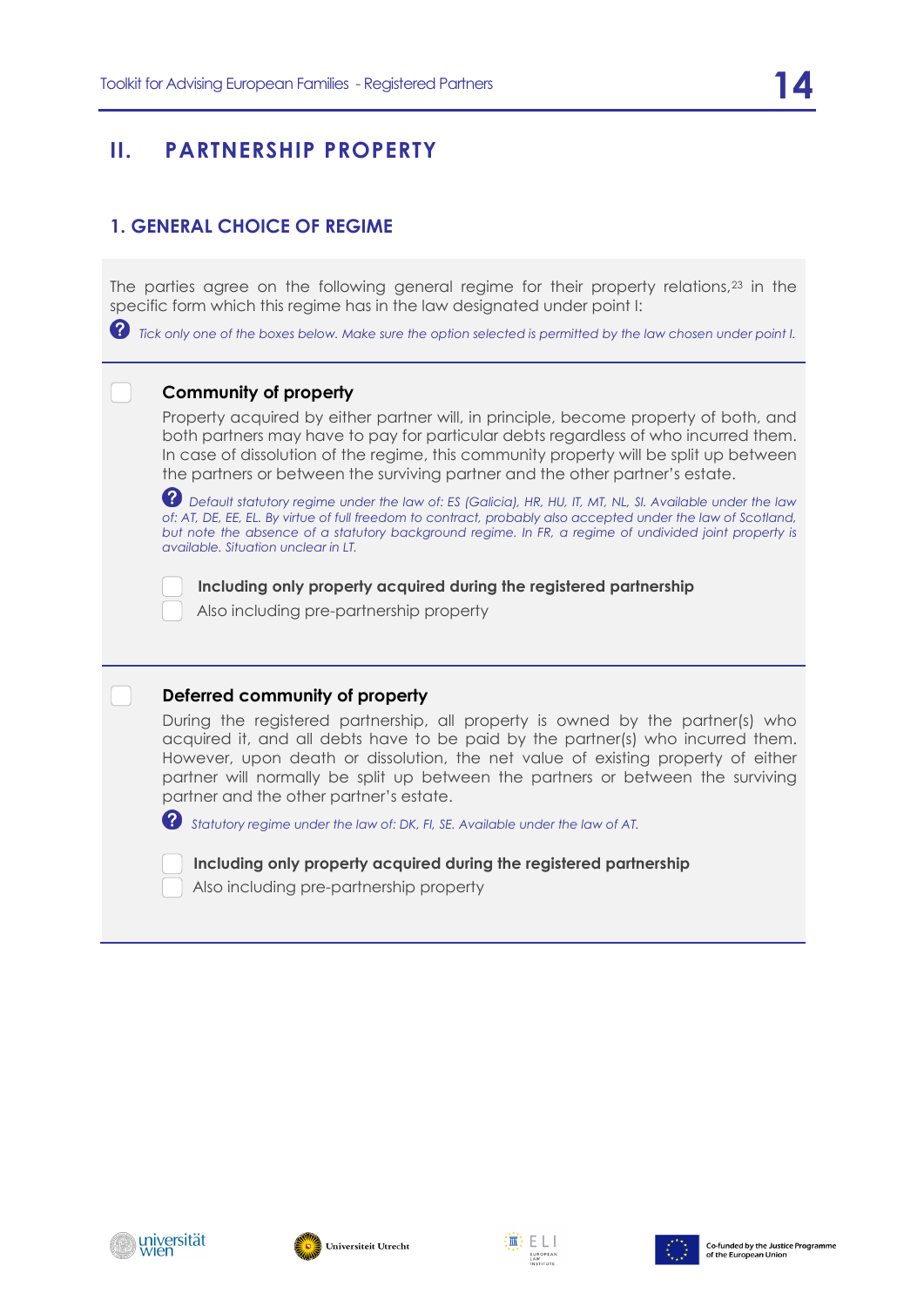# II. PARTNERSHIP PROPERTY

## 1. GENERAL CHOICE OF REGIME

The parties agree on the following general regime for their property relations,[23] in the specific form which this regime has in the law designated under point I:

*Tick only one of the boxes below. Make sure the option selected is permitted by the law chosen under point I.*

---

☐ **Community of property**

Property acquired by either partner will, in principle, become property of both, and both partners may have to pay for particular debts regardless of who incurred them. In case of dissolution of the regime, this community property will be split up between the partners or between the surviving partner and the other partner's estate.

*Default statutory regime under the law of: ES (Galicia), HR, HU, IT, MT, NL, SI. Available under the law of: AT, DE, EE, EL. By virtue of full freedom to contract, probably also accepted under the law of Scotland, but note the absence of a statutory background regime. In FR, a regime of undivided joint property is available. Situation unclear in LT.*

☐ **Including only property acquired during the registered partnership**
☐ Also including pre-partnership property

---

☐ **Deferred community of property**

During the registered partnership, all property is owned by the partner(s) who acquired it, and all debts have to be paid by the partner(s) who incurred them. However, upon death or dissolution, the net value of existing property of either partner will normally be split up between the partners or between the surviving partner and the other partner's estate.

*Statutory regime under the law of: DK, FI, SE. Available under the law of AT.*

☐ **Including only property acquired during the registered partnership**
☐ Also including pre-partnership property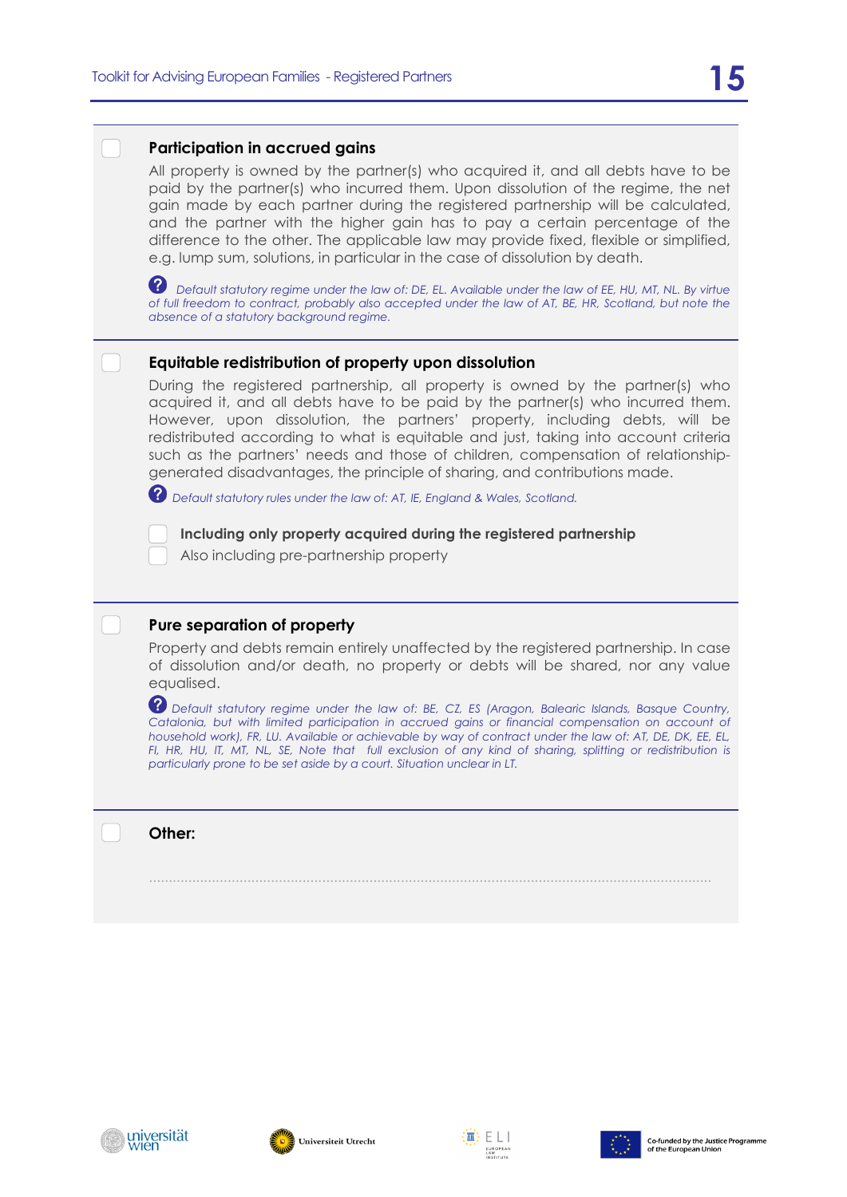☐ **Participation in accrued gains**

All property is owned by the partner(s) who acquired it, and all debts have to be paid by the partner(s) who incurred them. Upon dissolution of the regime, the net gain made by each partner during the registered partnership will be calculated, and the partner with the higher gain has to pay a certain percentage of the difference to the other. The applicable law may provide fixed, flexible or simplified, e.g. lump sum, solutions, in particular in the case of dissolution by death.

*Default statutory regime under the law of: DE, EL. Available under the law of EE, HU, MT, NL. By virtue of full freedom to contract, probably also accepted under the law of AT, BE, HR, Scotland, but note the absence of a statutory background regime.*

☐ **Equitable redistribution of property upon dissolution**

During the registered partnership, all property is owned by the partner(s) who acquired it, and all debts have to be paid by the partner(s) who incurred them. However, upon dissolution, the partners' property, including debts, will be redistributed according to what is equitable and just, taking into account criteria such as the partners' needs and those of children, compensation of relationship-generated disadvantages, the principle of sharing, and contributions made.

*Default statutory rules under the law of: AT, IE, England & Wales, Scotland.*

- ☐ **Including only property acquired during the registered partnership**
- ☐ Also including pre-partnership property

☐ **Pure separation of property**

Property and debts remain entirely unaffected by the registered partnership. In case of dissolution and/or death, no property or debts will be shared, nor any value equalised.

*Default statutory regime under the law of: BE, CZ, ES (Aragon, Balearic Islands, Basque Country, Catalonia, but with limited participation in accrued gains or financial compensation on account of household work), FR, LU. Available or achievable by way of contract under the law of: AT, DE, DK, EE, EL, FI, HR, HU, IT, MT, NL, SE. Note that full exclusion of any kind of sharing, splitting or redistribution is particularly prone to be set aside by a court. Situation unclear in LT.*

☐ **Other:**

..........................................................................................................................................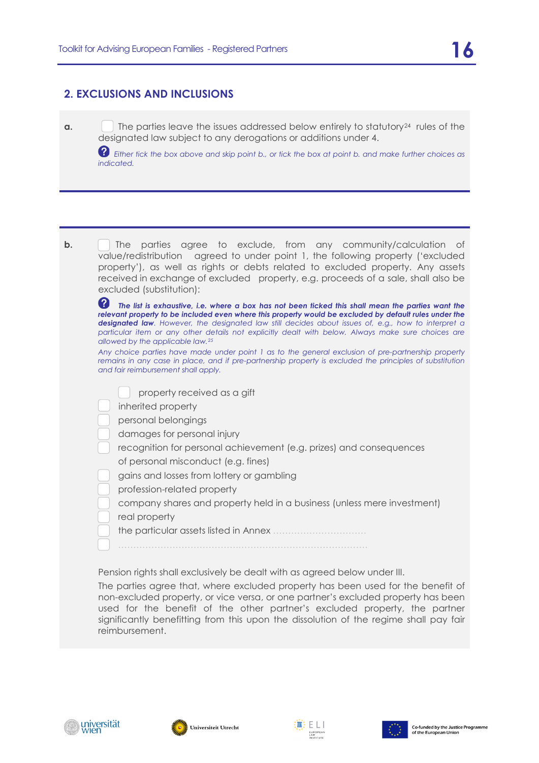## 2. EXCLUSIONS AND INCLUSIONS

**a.** ☐ The parties leave the issues addressed below entirely to statutory[24] rules of the designated law subject to any derogations or additions under 4.

*Either tick the box above and skip point b., or tick the box at point b. and make further choices as indicated.*

**b.** ☐ The parties agree to exclude, from any community/calculation of value/redistribution agreed to under point 1, the following property ('excluded property'), as well as rights or debts related to excluded property. Any assets received in exchange of excluded property, e.g. proceeds of a sale, shall also be excluded (substitution):

***The list is exhaustive, i.e. where a box has not been ticked this shall mean the parties want the relevant property to be included even where this property would be excluded by default rules under the designated law****. However, the designated law still decides about issues of, e.g., how to interpret a particular item or any other details not explicitly dealt with below. Always make sure choices are allowed by the applicable law.*[25]

*Any choice parties have made under point 1 as to the general exclusion of pre-partnership property remains in any case in place, and if pre-partnership property is excluded the principles of substitution and fair reimbursement shall apply.*

- ☐ property received as a gift
- ☐ inherited property
- ☐ personal belongings
- ☐ damages for personal injury
- ☐ recognition for personal achievement (e.g. prizes) and consequences of personal misconduct (e.g. fines)
- ☐ gains and losses from lottery or gambling
- ☐ profession-related property
- ☐ company shares and property held in a business (unless mere investment)
- ☐ real property
- ☐ the particular assets listed in Annex ...............................
- ☐ ..........................................................................

Pension rights shall exclusively be dealt with as agreed below under III.

The parties agree that, where excluded property has been used for the benefit of non-excluded property, or vice versa, or one partner's excluded property has been used for the benefit of the other partner's excluded property, the partner significantly benefitting from this upon the dissolution of the regime shall pay fair reimbursement.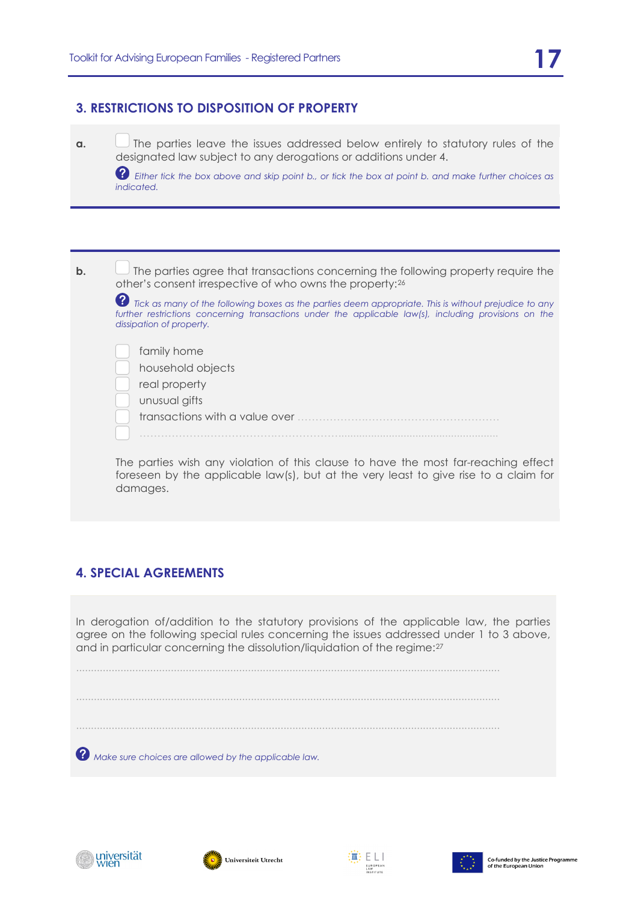## 3. RESTRICTIONS TO DISPOSITION OF PROPERTY

**a.** ☐ The parties leave the issues addressed below entirely to statutory rules of the designated law subject to any derogations or additions under 4.

*Either tick the box above and skip point b., or tick the box at point b. and make further choices as indicated.*

**b.** ☐ The parties agree that transactions concerning the following property require the other's consent irrespective of who owns the property:[26]

*Tick as many of the following boxes as the parties deem appropriate. This is without prejudice to any further restrictions concerning transactions under the applicable law(s), including provisions on the dissipation of property.*

- ☐ family home
- ☐ household objects
- ☐ real property
- ☐ unusual gifts
- ☐ transactions with a value over ........................................................
- ☐ ........................................................................................................

The parties wish any violation of this clause to have the most far-reaching effect foreseen by the applicable law(s), but at the very least to give rise to a claim for damages.

## 4. SPECIAL AGREEMENTS

In derogation of/addition to the statutory provisions of the applicable law, the parties agree on the following special rules concerning the issues addressed under 1 to 3 above, and in particular concerning the dissolution/liquidation of the regime:[27]

..........................................................................................................................................

..........................................................................................................................................

..........................................................................................................................................

*Make sure choices are allowed by the applicable law.*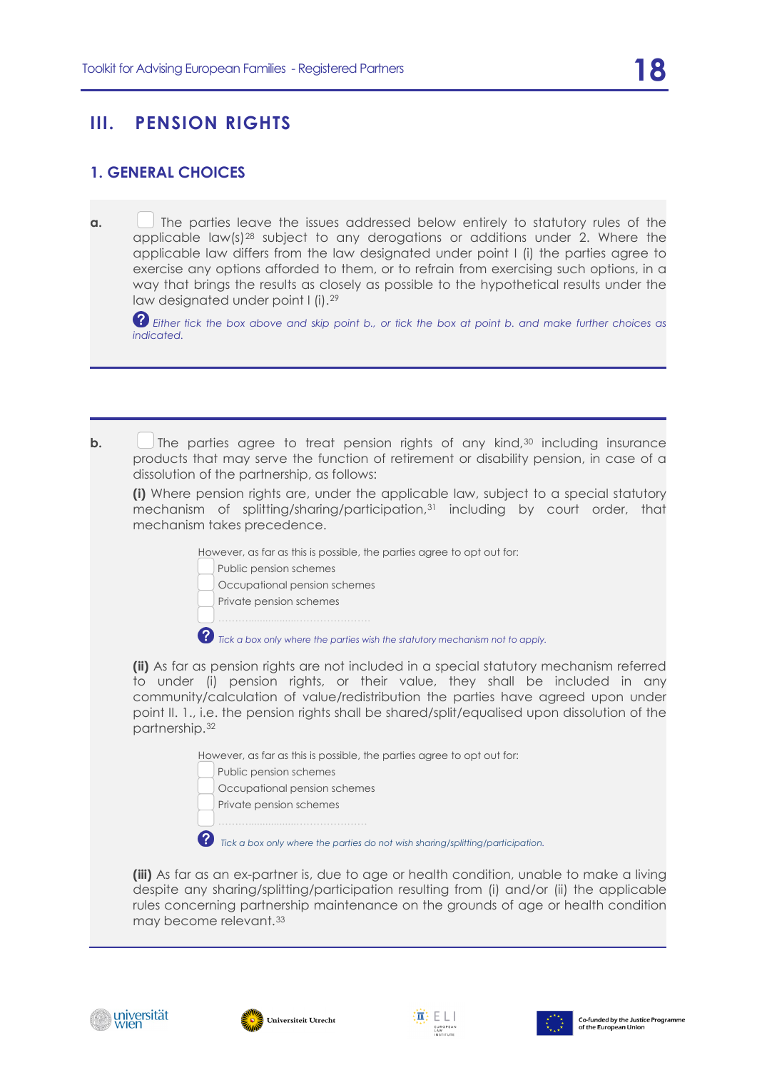## III. PENSION RIGHTS

### 1. GENERAL CHOICES

**a.** ☐ The parties leave the issues addressed below entirely to statutory rules of the applicable law(s)[28] subject to any derogations or additions under 2. Where the applicable law differs from the law designated under point I (i) the parties agree to exercise any options afforded to them, or to refrain from exercising such options, in a way that brings the results as closely as possible to the hypothetical results under the law designated under point I (i).[29]

*Either tick the box above and skip point b., or tick the box at point b. and make further choices as indicated.*

**b.** ☐ The parties agree to treat pension rights of any kind,[30] including insurance products that may serve the function of retirement or disability pension, in case of a dissolution of the partnership, as follows:

**(i)** Where pension rights are, under the applicable law, subject to a special statutory mechanism of splitting/sharing/participation,[31] including by court order, that mechanism takes precedence.

However, as far as this is possible, the parties agree to opt out for:

- ☐ Public pension schemes
- ☐ Occupational pension schemes
- ☐ Private pension schemes
- ☐ ………………………………………

*Tick a box only where the parties wish the statutory mechanism not to apply.*

**(ii)** As far as pension rights are not included in a special statutory mechanism referred to under (i) pension rights, or their value, they shall be included in any community/calculation of value/redistribution the parties have agreed upon under point II. 1., i.e. the pension rights shall be shared/split/equalised upon dissolution of the partnership.[32]

However, as far as this is possible, the parties agree to opt out for:

- ☐ Public pension schemes
- ☐ Occupational pension schemes
- ☐ Private pension schemes
- ☐ ………………………………………

*Tick a box only where the parties do not wish sharing/splitting/participation.*

**(iii)** As far as an ex-partner is, due to age or health condition, unable to make a living despite any sharing/splitting/participation resulting from (i) and/or (ii) the applicable rules concerning partnership maintenance on the grounds of age or health condition may become relevant.[33]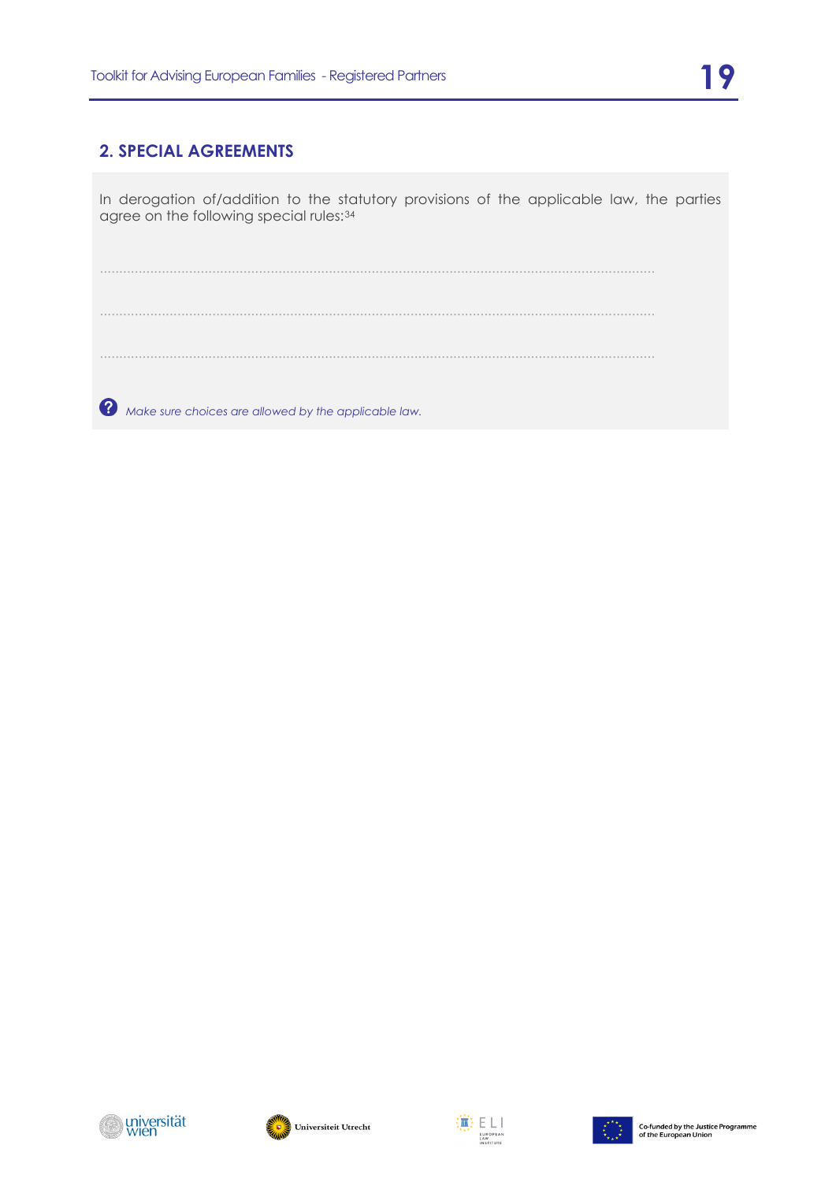## 2. SPECIAL AGREEMENTS

In derogation of/addition to the statutory provisions of the applicable law, the parties agree on the following special rules:[34]

……………………………………………………………………………………………………………………

……………………………………………………………………………………………………………………

……………………………………………………………………………………………………………………

*Make sure choices are allowed by the applicable law.*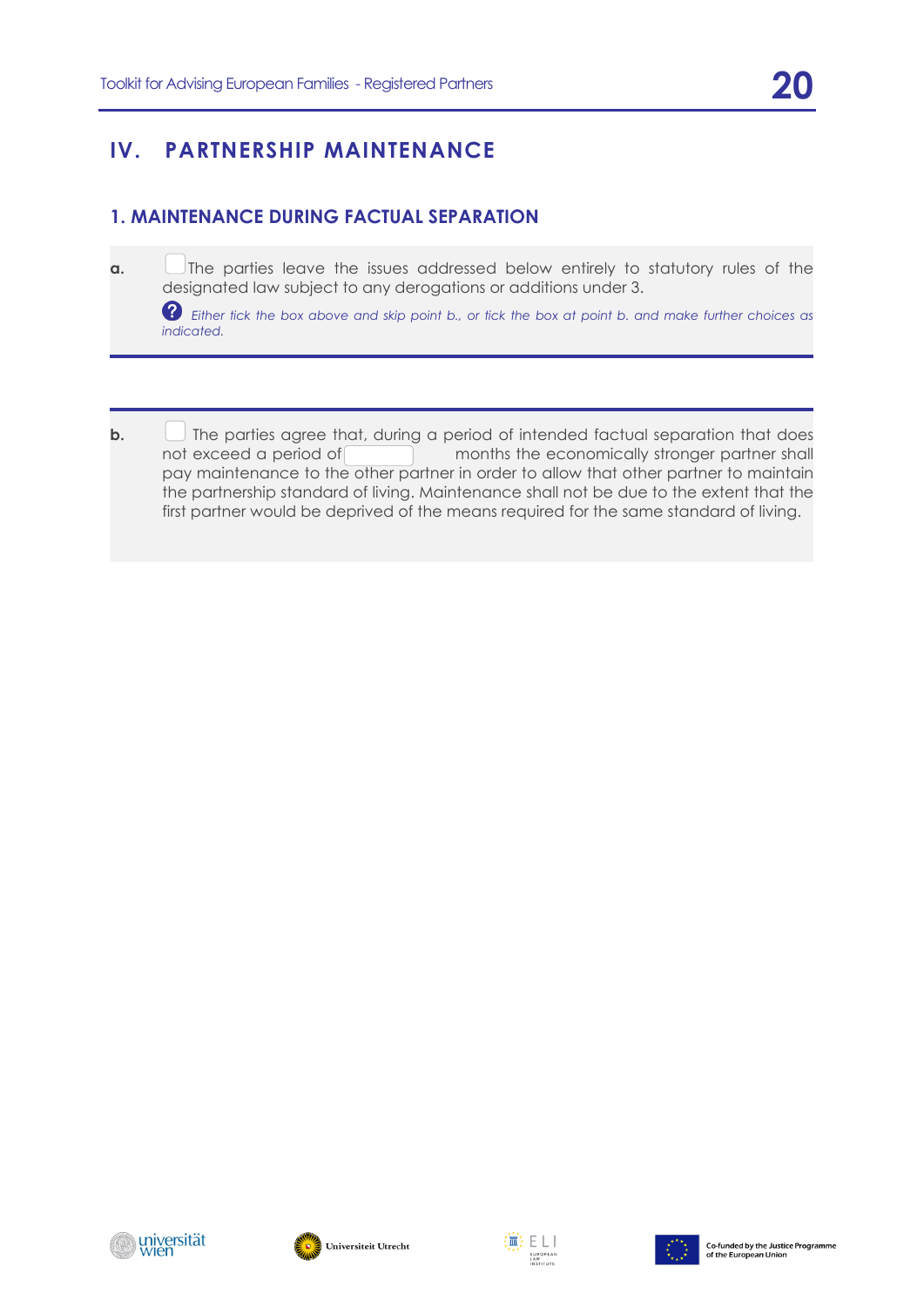## IV. PARTNERSHIP MAINTENANCE

### 1. MAINTENANCE DURING FACTUAL SEPARATION

**a.** ☐ The parties leave the issues addressed below entirely to statutory rules of the designated law subject to any derogations or additions under 3.

*Either tick the box above and skip point b., or tick the box at point b. and make further choices as indicated.*

**b.** ☐ The parties agree that, during a period of intended factual separation that does not exceed a period of \_\_\_\_\_\_\_\_ months the economically stronger partner shall pay maintenance to the other partner in order to allow that other partner to maintain the partnership standard of living. Maintenance shall not be due to the extent that the first partner would be deprived of the means required for the same standard of living.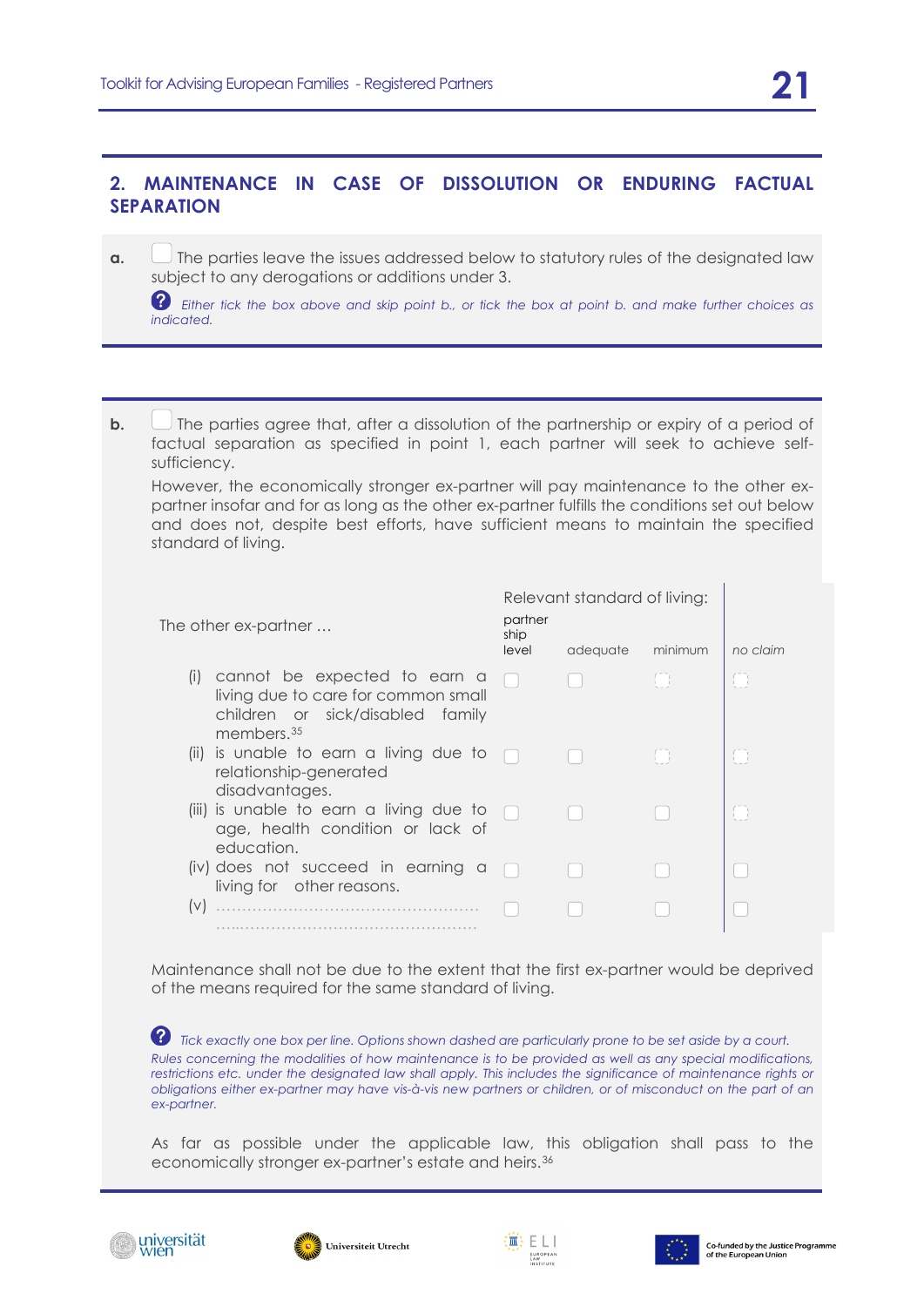## 2. MAINTENANCE IN CASE OF DISSOLUTION OR ENDURING FACTUAL SEPARATION

**a.** ☐ The parties leave the issues addressed below to statutory rules of the designated law subject to any derogations or additions under 3.

*Either tick the box above and skip point b., or tick the box at point b. and make further choices as indicated.*

**b.** ☐ The parties agree that, after a dissolution of the partnership or expiry of a period of factual separation as specified in point 1, each partner will seek to achieve self-sufficiency.

However, the economically stronger ex-partner will pay maintenance to the other ex-partner insofar and for as long as the other ex-partner fulfills the conditions set out below and does not, despite best efforts, have sufficient means to maintain the specified standard of living.

| The other ex-partner … | Relevant standard of living: partnership level | adequate | minimum | *no claim* |
|---|---|---|---|---|
| (i) cannot be expected to earn a living due to care for common small children or sick/disabled family members.[35] | ☐ | ☐ | ☐ (dashed) | ☐ (dashed) |
| (ii) is unable to earn a living due to relationship-generated disadvantages. | ☐ | ☐ | ☐ (dashed) | ☐ (dashed) |
| (iii) is unable to earn a living due to age, health condition or lack of education. | ☐ | ☐ | ☐ | ☐ (dashed) |
| (iv) does not succeed in earning a living for other reasons. | ☐ | ☐ | ☐ | ☐ |
| (v) ……………………………………………… ……………………………………………… | ☐ | ☐ | ☐ | ☐ |

Maintenance shall not be due to the extent that the first ex-partner would be deprived of the means required for the same standard of living.

*Tick exactly one box per line. Options shown dashed are particularly prone to be set aside by a court. Rules concerning the modalities of how maintenance is to be provided as well as any special modifications, restrictions etc. under the designated law shall apply. This includes the significance of maintenance rights or obligations either ex-partner may have vis-à-vis new partners or children, or of misconduct on the part of an ex-partner.*

As far as possible under the applicable law, this obligation shall pass to the economically stronger ex-partner's estate and heirs.[36]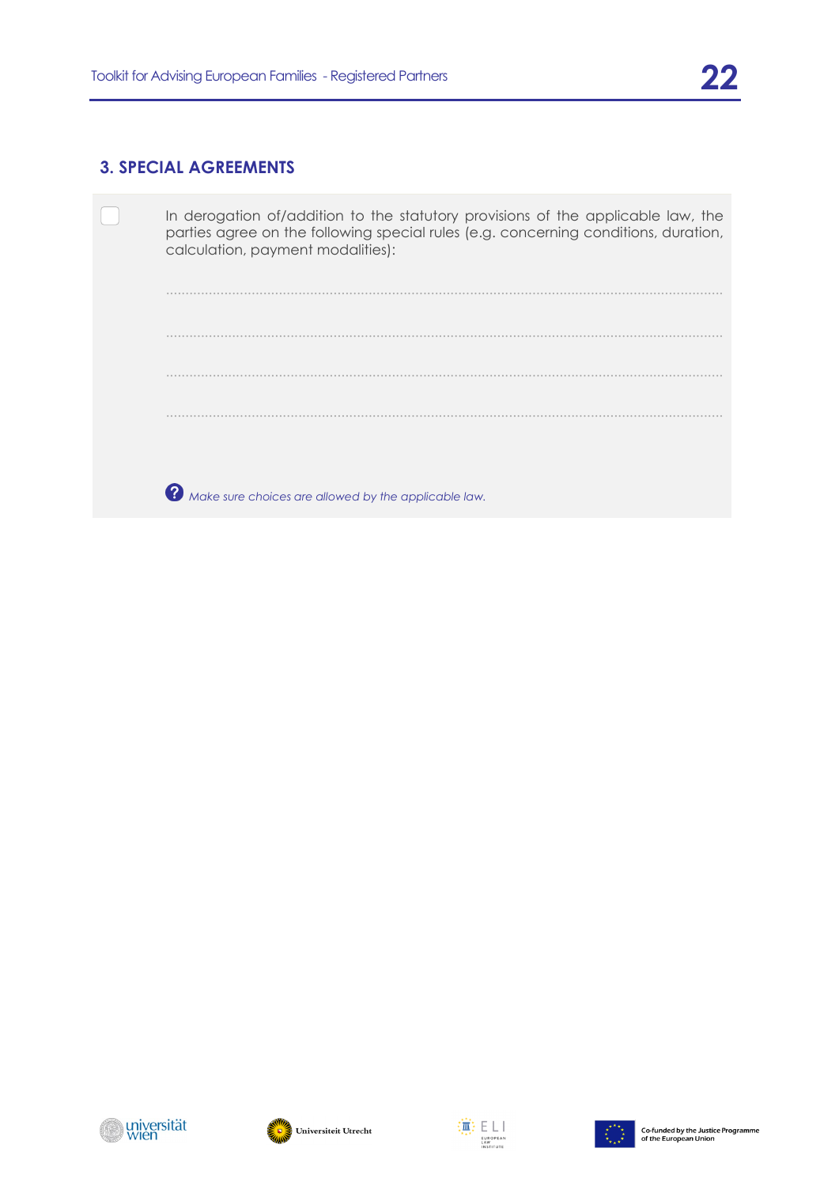## 3. SPECIAL AGREEMENTS

☐ In derogation of/addition to the statutory provisions of the applicable law, the parties agree on the following special rules (e.g. concerning conditions, duration, calculation, payment modalities):

..............................................................................................................................

..............................................................................................................................

..............................................................................................................................

..............................................................................................................................

*Make sure choices are allowed by the applicable law.*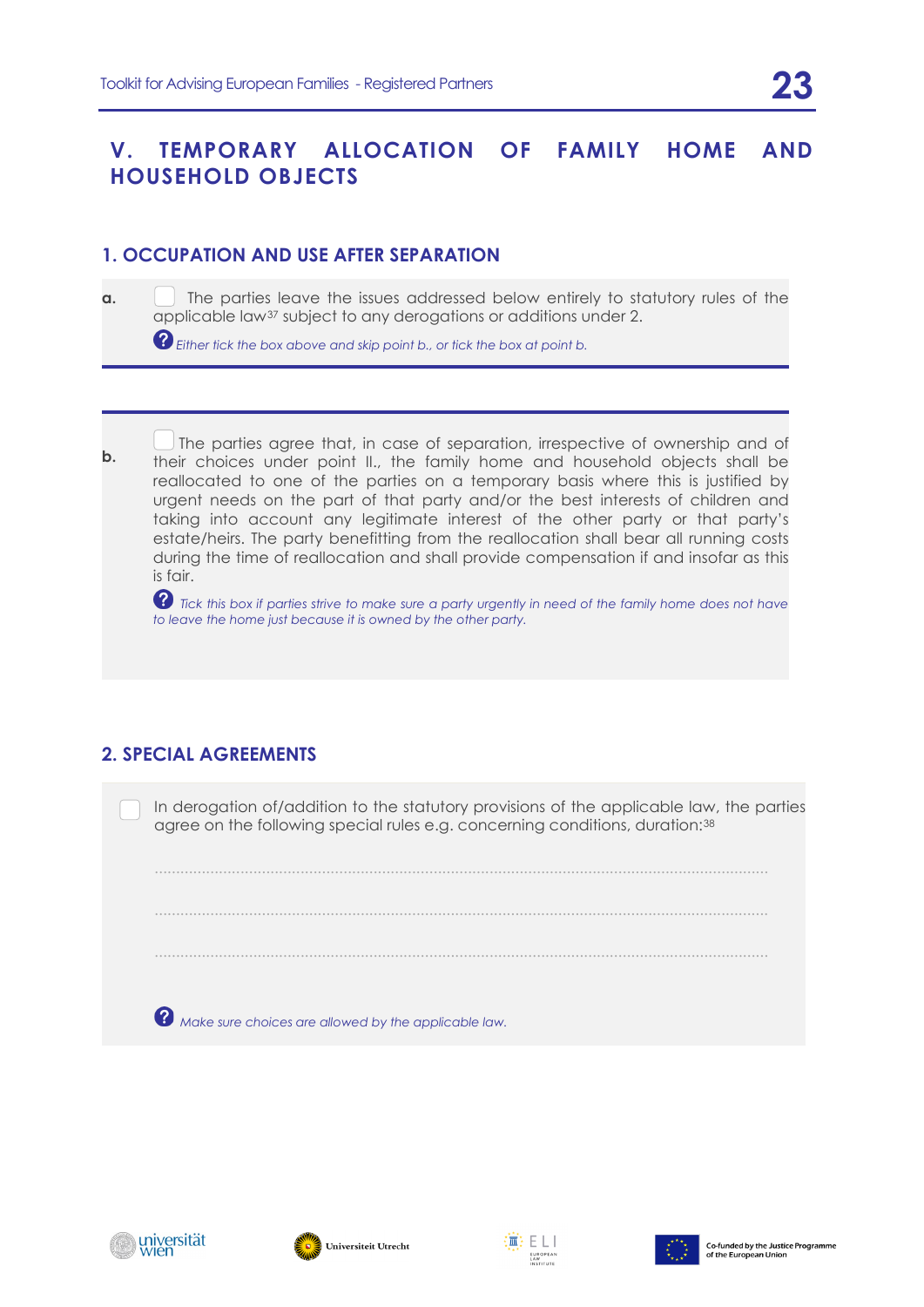# V. TEMPORARY ALLOCATION OF FAMILY HOME AND HOUSEHOLD OBJECTS

## 1. OCCUPATION AND USE AFTER SEPARATION

**a.** ☐ The parties leave the issues addressed below entirely to statutory rules of the applicable law[37] subject to any derogations or additions under 2.

*Either tick the box above and skip point b., or tick the box at point b.*

**b.** ☐ The parties agree that, in case of separation, irrespective of ownership and of their choices under point II., the family home and household objects shall be reallocated to one of the parties on a temporary basis where this is justified by urgent needs on the part of that party and/or the best interests of children and taking into account any legitimate interest of the other party or that party's estate/heirs. The party benefitting from the reallocation shall bear all running costs during the time of reallocation and shall provide compensation if and insofar as this is fair.

*Tick this box if parties strive to make sure a party urgently in need of the family home does not have to leave the home just because it is owned by the other party.*

## 2. SPECIAL AGREEMENTS

☐ In derogation of/addition to the statutory provisions of the applicable law, the parties agree on the following special rules e.g. concerning conditions, duration:[38]

..........................................................................................................................................

..........................................................................................................................................

..........................................................................................................................................

*Make sure choices are allowed by the applicable law.*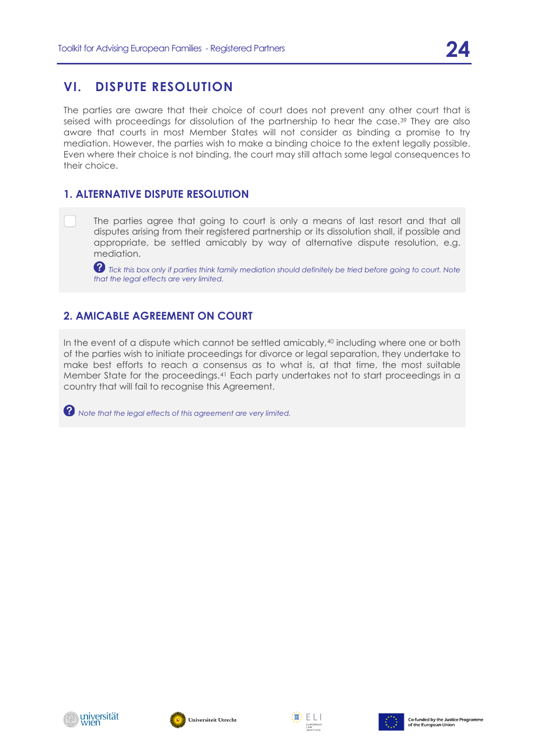## VI. DISPUTE RESOLUTION

The parties are aware that their choice of court does not prevent any other court that is seised with proceedings for dissolution of the partnership to hear the case.[39] They are also aware that courts in most Member States will not consider as binding a promise to try mediation. However, the parties wish to make a binding choice to the extent legally possible. Even where their choice is not binding, the court may still attach some legal consequences to their choice.

### 1. ALTERNATIVE DISPUTE RESOLUTION

☐ The parties agree that going to court is only a means of last resort and that all disputes arising from their registered partnership or its dissolution shall, if possible and appropriate, be settled amicably by way of alternative dispute resolution, e.g. mediation.

*Tick this box only if parties think family mediation should definitely be tried before going to court. Note that the legal effects are very limited.*

### 2. AMICABLE AGREEMENT ON COURT

In the event of a dispute which cannot be settled amicably,[40] including where one or both of the parties wish to initiate proceedings for divorce or legal separation, they undertake to make best efforts to reach a consensus as to what is, at that time, the most suitable Member State for the proceedings.[41] Each party undertakes not to start proceedings in a country that will fail to recognise this Agreement.

*Note that the legal effects of this agreement are very limited.*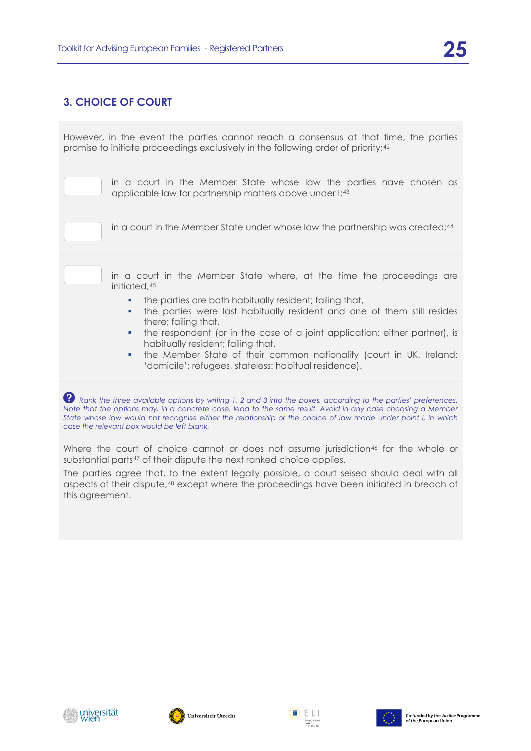## 3. CHOICE OF COURT

However, in the event the parties cannot reach a consensus at that time, the parties promise to initiate proceedings exclusively in the following order of priority:[42]

☐ in a court in the Member State whose law the parties have chosen as applicable law for partnership matters above under I:[43]

☐ in a court in the Member State under whose law the partnership was created;[44]

☐ in a court in the Member State where, at the time the proceedings are initiated,[45]

- the parties are both habitually resident; failing that,
- the parties were last habitually resident and one of them still resides there; failing that,
- the respondent (or in the case of a joint application: either partner), is habitually resident; failing that,
- the Member State of their common nationality (court in UK, Ireland: 'domicile'; refugees, stateless: habitual residence).

*Rank the three available options by writing 1, 2 and 3 into the boxes, according to the parties' preferences. Note that the options may, in a concrete case, lead to the same result. Avoid in any case choosing a Member State whose law would not recognise either the relationship or the choice of law made under point I, in which case the relevant box would be left blank.*

Where the court of choice cannot or does not assume jurisdiction[46] for the whole or substantial parts[47] of their dispute the next ranked choice applies.

The parties agree that, to the extent legally possible, a court seised should deal with all aspects of their dispute,[48] except where the proceedings have been initiated in breach of this agreement.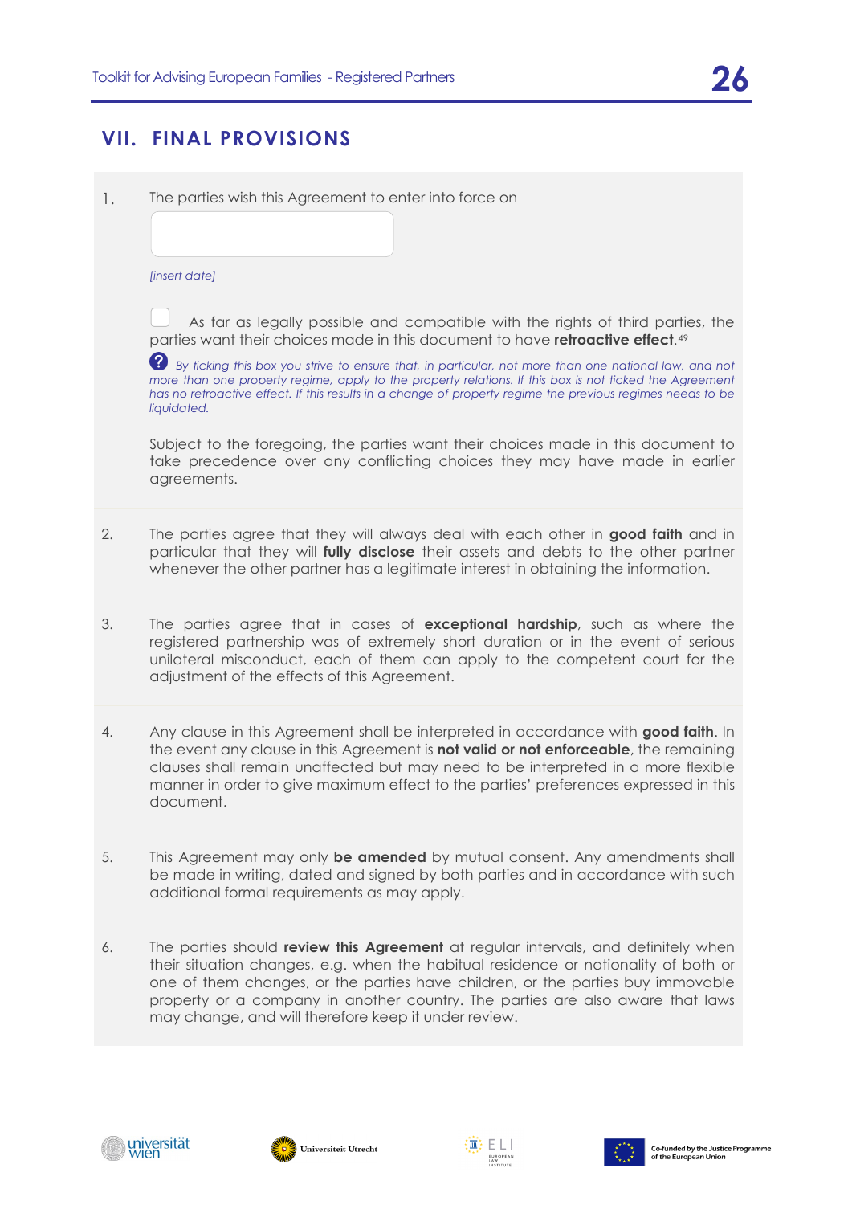## VII. FINAL PROVISIONS

1. The parties wish this Agreement to enter into force on

   _[insert date]_

   ☐ As far as legally possible and compatible with the rights of third parties, the parties want their choices made in this document to have **retroactive effect**.[49]

   _By ticking this box you strive to ensure that, in particular, not more than one national law, and not more than one property regime, apply to the property relations. If this box is not ticked the Agreement has no retroactive effect. If this results in a change of property regime the previous regimes needs to be liquidated._

   Subject to the foregoing, the parties want their choices made in this document to take precedence over any conflicting choices they may have made in earlier agreements.

2. The parties agree that they will always deal with each other in **good faith** and in particular that they will **fully disclose** their assets and debts to the other partner whenever the other partner has a legitimate interest in obtaining the information.

3. The parties agree that in cases of **exceptional hardship**, such as where the registered partnership was of extremely short duration or in the event of serious unilateral misconduct, each of them can apply to the competent court for the adjustment of the effects of this Agreement.

4. Any clause in this Agreement shall be interpreted in accordance with **good faith**. In the event any clause in this Agreement is **not valid or not enforceable**, the remaining clauses shall remain unaffected but may need to be interpreted in a more flexible manner in order to give maximum effect to the parties' preferences expressed in this document.

5. This Agreement may only **be amended** by mutual consent. Any amendments shall be made in writing, dated and signed by both parties and in accordance with such additional formal requirements as may apply.

6. The parties should **review this Agreement** at regular intervals, and definitely when their situation changes, e.g. when the habitual residence or nationality of both or one of them changes, or the parties have children, or the parties buy immovable property or a company in another country. The parties are also aware that laws may change, and will therefore keep it under review.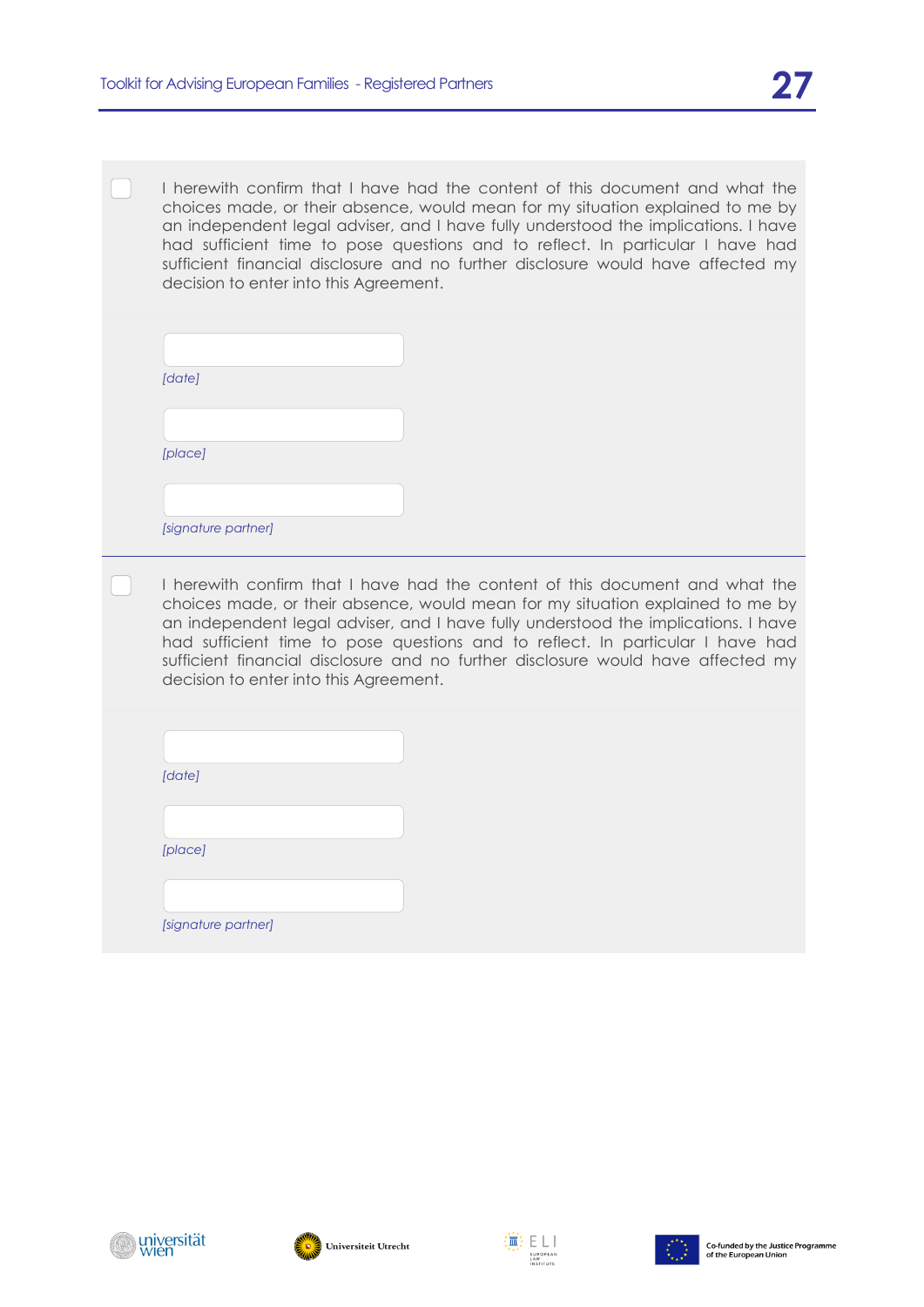☐ I herewith confirm that I have had the content of this document and what the choices made, or their absence, would mean for my situation explained to me by an independent legal adviser, and I have fully understood the implications. I have had sufficient time to pose questions and to reflect. In particular I have had sufficient financial disclosure and no further disclosure would have affected my decision to enter into this Agreement.

*[date]*

*[place]*

*[signature partner]*

---

☐ I herewith confirm that I have had the content of this document and what the choices made, or their absence, would mean for my situation explained to me by an independent legal adviser, and I have fully understood the implications. I have had sufficient time to pose questions and to reflect. In particular I have had sufficient financial disclosure and no further disclosure would have affected my decision to enter into this Agreement.

*[date]*

*[place]*

*[signature partner]*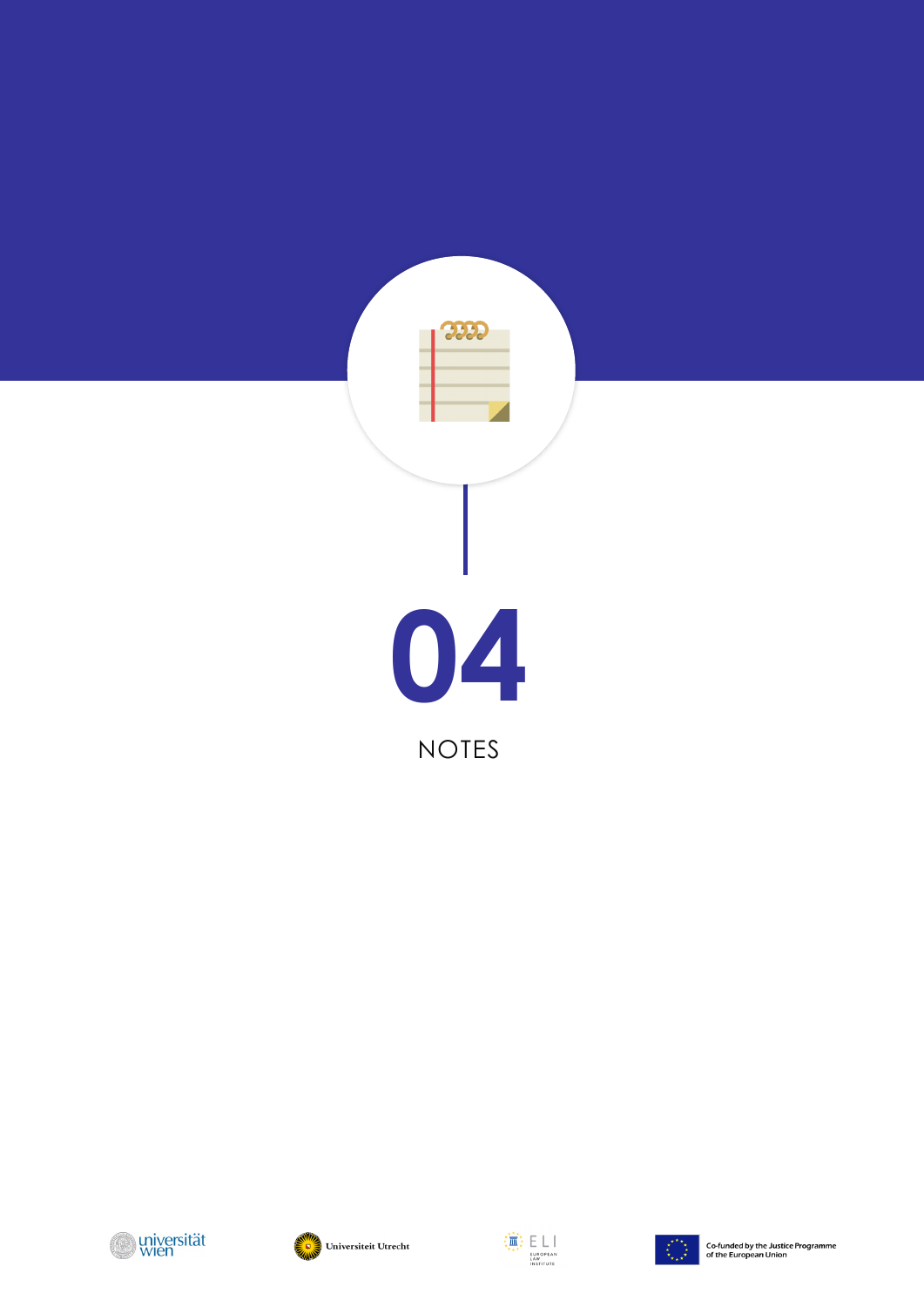# 04

## NOTES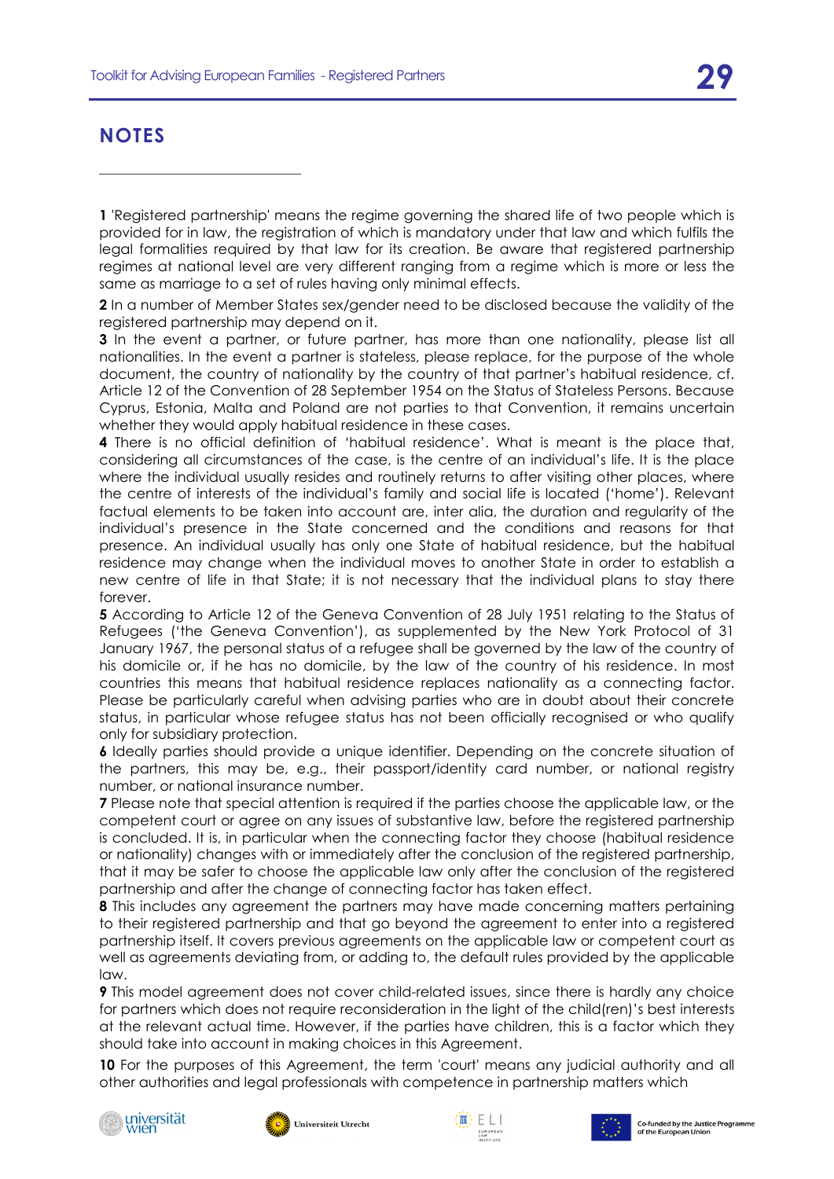## NOTES

**1** 'Registered partnership' means the regime governing the shared life of two people which is provided for in law, the registration of which is mandatory under that law and which fulfils the legal formalities required by that law for its creation. Be aware that registered partnership regimes at national level are very different ranging from a regime which is more or less the same as marriage to a set of rules having only minimal effects.

**2** In a number of Member States sex/gender need to be disclosed because the validity of the registered partnership may depend on it.

**3** In the event a partner, or future partner, has more than one nationality, please list all nationalities. In the event a partner is stateless, please replace, for the purpose of the whole document, the country of nationality by the country of that partner's habitual residence, cf. Article 12 of the Convention of 28 September 1954 on the Status of Stateless Persons. Because Cyprus, Estonia, Malta and Poland are not parties to that Convention, it remains uncertain whether they would apply habitual residence in these cases.

**4** There is no official definition of 'habitual residence'. What is meant is the place that, considering all circumstances of the case, is the centre of an individual's life. It is the place where the individual usually resides and routinely returns to after visiting other places, where the centre of interests of the individual's family and social life is located ('home'). Relevant factual elements to be taken into account are, inter alia, the duration and regularity of the individual's presence in the State concerned and the conditions and reasons for that presence. An individual usually has only one State of habitual residence, but the habitual residence may change when the individual moves to another State in order to establish a new centre of life in that State; it is not necessary that the individual plans to stay there forever.

**5** According to Article 12 of the Geneva Convention of 28 July 1951 relating to the Status of Refugees ('the Geneva Convention'), as supplemented by the New York Protocol of 31 January 1967, the personal status of a refugee shall be governed by the law of the country of his domicile or, if he has no domicile, by the law of the country of his residence. In most countries this means that habitual residence replaces nationality as a connecting factor. Please be particularly careful when advising parties who are in doubt about their concrete status, in particular whose refugee status has not been officially recognised or who qualify only for subsidiary protection.

**6** Ideally parties should provide a unique identifier. Depending on the concrete situation of the partners, this may be, e.g., their passport/identity card number, or national registry number, or national insurance number.

**7** Please note that special attention is required if the parties choose the applicable law, or the competent court or agree on any issues of substantive law, before the registered partnership is concluded. It is, in particular when the connecting factor they choose (habitual residence or nationality) changes with or immediately after the conclusion of the registered partnership, that it may be safer to choose the applicable law only after the conclusion of the registered partnership and after the change of connecting factor has taken effect.

**8** This includes any agreement the partners may have made concerning matters pertaining to their registered partnership and that go beyond the agreement to enter into a registered partnership itself. It covers previous agreements on the applicable law or competent court as well as agreements deviating from, or adding to, the default rules provided by the applicable law.

**9** This model agreement does not cover child-related issues, since there is hardly any choice for partners which does not require reconsideration in the light of the child(ren)'s best interests at the relevant actual time. However, if the parties have children, this is a factor which they should take into account in making choices in this Agreement.

**10** For the purposes of this Agreement, the term 'court' means any judicial authority and all other authorities and legal professionals with competence in partnership matters which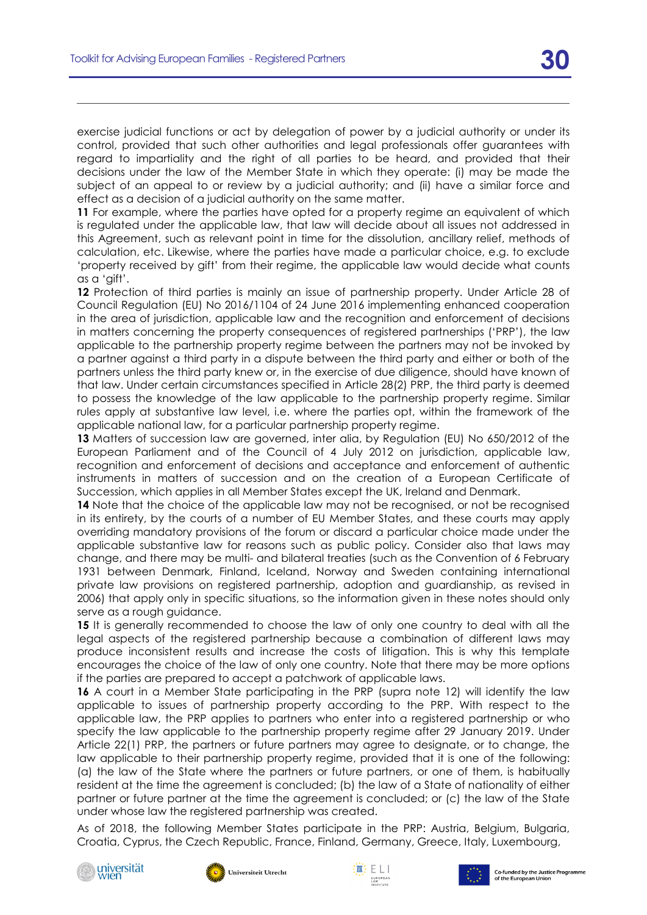exercise judicial functions or act by delegation of power by a judicial authority or under its control, provided that such other authorities and legal professionals offer guarantees with regard to impartiality and the right of all parties to be heard, and provided that their decisions under the law of the Member State in which they operate: (i) may be made the subject of an appeal to or review by a judicial authority; and (ii) have a similar force and effect as a decision of a judicial authority on the same matter.

**11** For example, where the parties have opted for a property regime an equivalent of which is regulated under the applicable law, that law will decide about all issues not addressed in this Agreement, such as relevant point in time for the dissolution, ancillary relief, methods of calculation, etc. Likewise, where the parties have made a particular choice, e.g. to exclude 'property received by gift' from their regime, the applicable law would decide what counts as a 'gift'.

**12** Protection of third parties is mainly an issue of partnership property. Under Article 28 of Council Regulation (EU) No 2016/1104 of 24 June 2016 implementing enhanced cooperation in the area of jurisdiction, applicable law and the recognition and enforcement of decisions in matters concerning the property consequences of registered partnerships ('PRP'), the law applicable to the partnership property regime between the partners may not be invoked by a partner against a third party in a dispute between the third party and either or both of the partners unless the third party knew or, in the exercise of due diligence, should have known of that law. Under certain circumstances specified in Article 28(2) PRP, the third party is deemed to possess the knowledge of the law applicable to the partnership property regime. Similar rules apply at substantive law level, i.e. where the parties opt, within the framework of the applicable national law, for a particular partnership property regime.

**13** Matters of succession law are governed, inter alia, by Regulation (EU) No 650/2012 of the European Parliament and of the Council of 4 July 2012 on jurisdiction, applicable law, recognition and enforcement of decisions and acceptance and enforcement of authentic instruments in matters of succession and on the creation of a European Certificate of Succession, which applies in all Member States except the UK, Ireland and Denmark.

**14** Note that the choice of the applicable law may not be recognised, or not be recognised in its entirety, by the courts of a number of EU Member States, and these courts may apply overriding mandatory provisions of the forum or discard a particular choice made under the applicable substantive law for reasons such as public policy. Consider also that laws may change, and there may be multi- and bilateral treaties (such as the Convention of 6 February 1931 between Denmark, Finland, Iceland, Norway and Sweden containing international private law provisions on registered partnership, adoption and guardianship, as revised in 2006) that apply only in specific situations, so the information given in these notes should only serve as a rough guidance.

**15** It is generally recommended to choose the law of only one country to deal with all the legal aspects of the registered partnership because a combination of different laws may produce inconsistent results and increase the costs of litigation. This is why this template encourages the choice of the law of only one country. Note that there may be more options if the parties are prepared to accept a patchwork of applicable laws.

**16** A court in a Member State participating in the PRP (supra note 12) will identify the law applicable to issues of partnership property according to the PRP. With respect to the applicable law, the PRP applies to partners who enter into a registered partnership or who specify the law applicable to the partnership property regime after 29 January 2019. Under Article 22(1) PRP, the partners or future partners may agree to designate, or to change, the law applicable to their partnership property regime, provided that it is one of the following: (a) the law of the State where the partners or future partners, or one of them, is habitually resident at the time the agreement is concluded; (b) the law of a State of nationality of either partner or future partner at the time the agreement is concluded; or (c) the law of the State under whose law the registered partnership was created.

As of 2018, the following Member States participate in the PRP: Austria, Belgium, Bulgaria, Croatia, Cyprus, the Czech Republic, France, Finland, Germany, Greece, Italy, Luxembourg,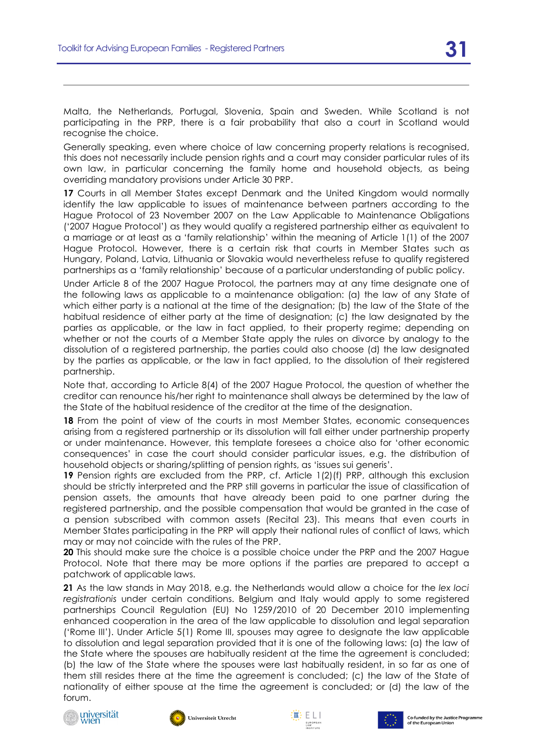Malta, the Netherlands, Portugal, Slovenia, Spain and Sweden. While Scotland is not participating in the PRP, there is a fair probability that also a court in Scotland would recognise the choice.

Generally speaking, even where choice of law concerning property relations is recognised, this does not necessarily include pension rights and a court may consider particular rules of its own law, in particular concerning the family home and household objects, as being overriding mandatory provisions under Article 30 PRP.

**17** Courts in all Member States except Denmark and the United Kingdom would normally identify the law applicable to issues of maintenance between partners according to the Hague Protocol of 23 November 2007 on the Law Applicable to Maintenance Obligations ('2007 Hague Protocol') as they would qualify a registered partnership either as equivalent to a marriage or at least as a 'family relationship' within the meaning of Article 1(1) of the 2007 Hague Protocol. However, there is a certain risk that courts in Member States such as Hungary, Poland, Latvia, Lithuania or Slovakia would nevertheless refuse to qualify registered partnerships as a 'family relationship' because of a particular understanding of public policy.

Under Article 8 of the 2007 Hague Protocol, the partners may at any time designate one of the following laws as applicable to a maintenance obligation: (a) the law of any State of which either party is a national at the time of the designation; (b) the law of the State of the habitual residence of either party at the time of designation; (c) the law designated by the parties as applicable, or the law in fact applied, to their property regime; depending on whether or not the courts of a Member State apply the rules on divorce by analogy to the dissolution of a registered partnership, the parties could also choose (d) the law designated by the parties as applicable, or the law in fact applied, to the dissolution of their registered partnership.

Note that, according to Article 8(4) of the 2007 Hague Protocol, the question of whether the creditor can renounce his/her right to maintenance shall always be determined by the law of the State of the habitual residence of the creditor at the time of the designation.

**18** From the point of view of the courts in most Member States, economic consequences arising from a registered partnership or its dissolution will fall either under partnership property or under maintenance. However, this template foresees a choice also for 'other economic consequences' in case the court should consider particular issues, e.g. the distribution of household objects or sharing/splitting of pension rights, as 'issues sui generis'.

**19** Pension rights are excluded from the PRP, cf. Article 1(2)(f) PRP, although this exclusion should be strictly interpreted and the PRP still governs in particular the issue of classification of pension assets, the amounts that have already been paid to one partner during the registered partnership, and the possible compensation that would be granted in the case of a pension subscribed with common assets (Recital 23). This means that even courts in Member States participating in the PRP will apply their national rules of conflict of laws, which may or may not coincide with the rules of the PRP.

**20** This should make sure the choice is a possible choice under the PRP and the 2007 Hague Protocol. Note that there may be more options if the parties are prepared to accept a patchwork of applicable laws.

**21** As the law stands in May 2018, e.g. the Netherlands would allow a choice for the *lex loci registrationis* under certain conditions. Belgium and Italy would apply to some registered partnerships Council Regulation (EU) No 1259/2010 of 20 December 2010 implementing enhanced cooperation in the area of the law applicable to dissolution and legal separation ('Rome III'). Under Article 5(1) Rome III, spouses may agree to designate the law applicable to dissolution and legal separation provided that it is one of the following laws: (a) the law of the State where the spouses are habitually resident at the time the agreement is concluded; (b) the law of the State where the spouses were last habitually resident, in so far as one of them still resides there at the time the agreement is concluded; (c) the law of the State of nationality of either spouse at the time the agreement is concluded; or (d) the law of the forum.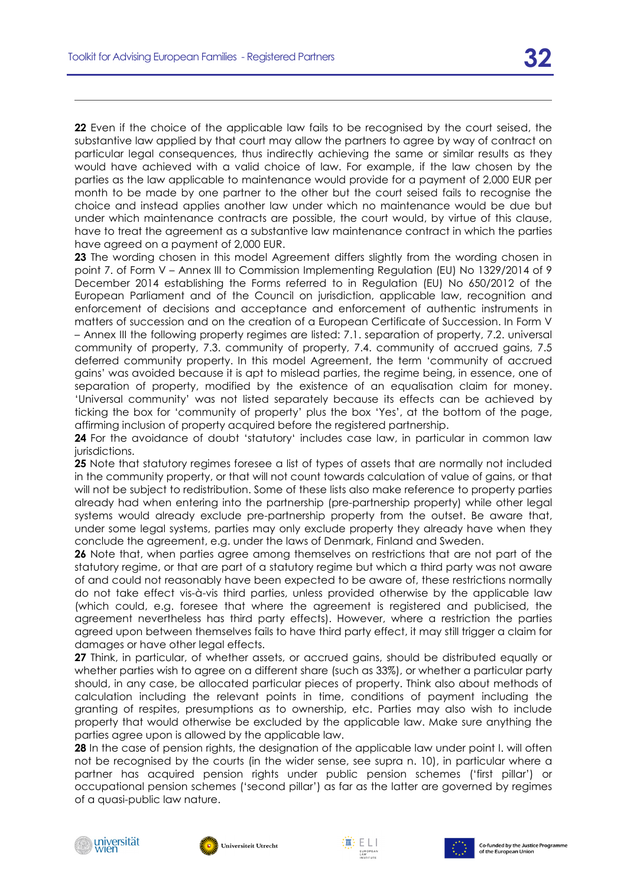**22** Even if the choice of the applicable law fails to be recognised by the court seised, the substantive law applied by that court may allow the partners to agree by way of contract on particular legal consequences, thus indirectly achieving the same or similar results as they would have achieved with a valid choice of law. For example, if the law chosen by the parties as the law applicable to maintenance would provide for a payment of 2,000 EUR per month to be made by one partner to the other but the court seised fails to recognise the choice and instead applies another law under which no maintenance would be due but under which maintenance contracts are possible, the court would, by virtue of this clause, have to treat the agreement as a substantive law maintenance contract in which the parties have agreed on a payment of 2,000 EUR.

**23** The wording chosen in this model Agreement differs slightly from the wording chosen in point 7. of Form V – Annex III to Commission Implementing Regulation (EU) No 1329/2014 of 9 December 2014 establishing the Forms referred to in Regulation (EU) No 650/2012 of the European Parliament and of the Council on jurisdiction, applicable law, recognition and enforcement of decisions and acceptance and enforcement of authentic instruments in matters of succession and on the creation of a European Certificate of Succession. In Form V – Annex III the following property regimes are listed: 7.1. separation of property, 7.2. universal community of property, 7.3. community of property, 7.4. community of accrued gains, 7.5 deferred community property. In this model Agreement, the term 'community of accrued gains' was avoided because it is apt to mislead parties, the regime being, in essence, one of separation of property, modified by the existence of an equalisation claim for money. 'Universal community' was not listed separately because its effects can be achieved by ticking the box for 'community of property' plus the box 'Yes', at the bottom of the page, affirming inclusion of property acquired before the registered partnership.

**24** For the avoidance of doubt 'statutory' includes case law, in particular in common law jurisdictions.

**25** Note that statutory regimes foresee a list of types of assets that are normally not included in the community property, or that will not count towards calculation of value of gains, or that will not be subject to redistribution. Some of these lists also make reference to property parties already had when entering into the partnership (pre-partnership property) while other legal systems would already exclude pre-partnership property from the outset. Be aware that, under some legal systems, parties may only exclude property they already have when they conclude the agreement, e.g. under the laws of Denmark, Finland and Sweden.

**26** Note that, when parties agree among themselves on restrictions that are not part of the statutory regime, or that are part of a statutory regime but which a third party was not aware of and could not reasonably have been expected to be aware of, these restrictions normally do not take effect vis-à-vis third parties, unless provided otherwise by the applicable law (which could, e.g. foresee that where the agreement is registered and publicised, the agreement nevertheless has third party effects). However, where a restriction the parties agreed upon between themselves fails to have third party effect, it may still trigger a claim for damages or have other legal effects.

**27** Think, in particular, of whether assets, or accrued gains, should be distributed equally or whether parties wish to agree on a different share (such as 33%), or whether a particular party should, in any case, be allocated particular pieces of property. Think also about methods of calculation including the relevant points in time, conditions of payment including the granting of respites, presumptions as to ownership, etc. Parties may also wish to include property that would otherwise be excluded by the applicable law. Make sure anything the parties agree upon is allowed by the applicable law.

**28** In the case of pension rights, the designation of the applicable law under point I. will often not be recognised by the courts (in the wider sense, see supra n. 10), in particular where a partner has acquired pension rights under public pension schemes ('first pillar') or occupational pension schemes ('second pillar') as far as the latter are governed by regimes of a quasi-public law nature.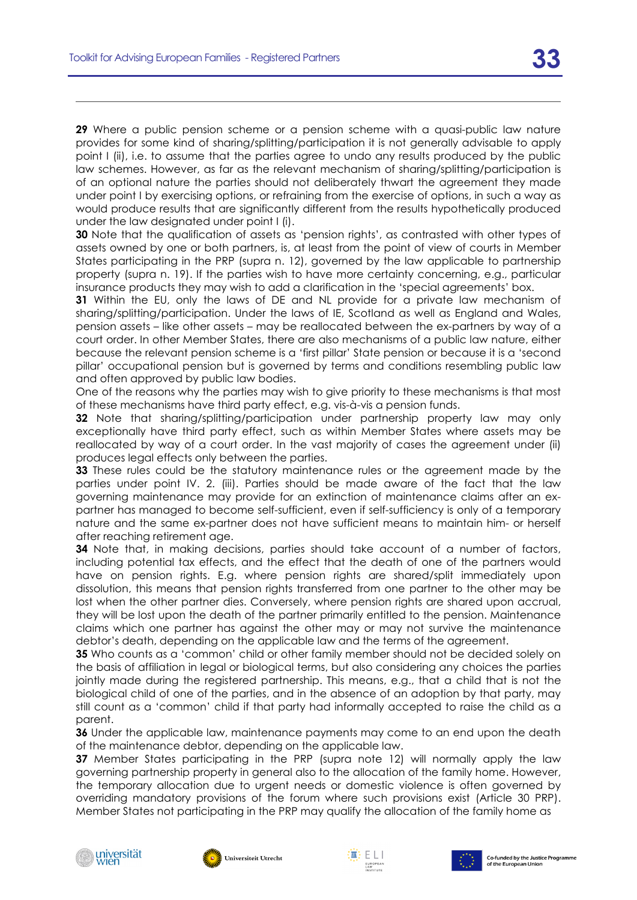**29** Where a public pension scheme or a pension scheme with a quasi-public law nature provides for some kind of sharing/splitting/participation it is not generally advisable to apply point I (ii), i.e. to assume that the parties agree to undo any results produced by the public law schemes. However, as far as the relevant mechanism of sharing/splitting/participation is of an optional nature the parties should not deliberately thwart the agreement they made under point I by exercising options, or refraining from the exercise of options, in such a way as would produce results that are significantly different from the results hypothetically produced under the law designated under point I (i).

**30** Note that the qualification of assets as 'pension rights', as contrasted with other types of assets owned by one or both partners, is, at least from the point of view of courts in Member States participating in the PRP (supra n. 12), governed by the law applicable to partnership property (supra n. 19). If the parties wish to have more certainty concerning, e.g., particular insurance products they may wish to add a clarification in the 'special agreements' box.

**31** Within the EU, only the laws of DE and NL provide for a private law mechanism of sharing/splitting/participation. Under the laws of IE, Scotland as well as England and Wales, pension assets – like other assets – may be reallocated between the ex-partners by way of a court order. In other Member States, there are also mechanisms of a public law nature, either because the relevant pension scheme is a 'first pillar' State pension or because it is a 'second pillar' occupational pension but is governed by terms and conditions resembling public law and often approved by public law bodies.

One of the reasons why the parties may wish to give priority to these mechanisms is that most of these mechanisms have third party effect, e.g. vis-à-vis a pension funds.

**32** Note that sharing/splitting/participation under partnership property law may only exceptionally have third party effect, such as within Member States where assets may be reallocated by way of a court order. In the vast majority of cases the agreement under (ii) produces legal effects only between the parties.

**33** These rules could be the statutory maintenance rules or the agreement made by the parties under point IV. 2. (iii). Parties should be made aware of the fact that the law governing maintenance may provide for an extinction of maintenance claims after an ex-partner has managed to become self-sufficient, even if self-sufficiency is only of a temporary nature and the same ex-partner does not have sufficient means to maintain him- or herself after reaching retirement age.

**34** Note that, in making decisions, parties should take account of a number of factors, including potential tax effects, and the effect that the death of one of the partners would have on pension rights. E.g. where pension rights are shared/split immediately upon dissolution, this means that pension rights transferred from one partner to the other may be lost when the other partner dies. Conversely, where pension rights are shared upon accrual, they will be lost upon the death of the partner primarily entitled to the pension. Maintenance claims which one partner has against the other may or may not survive the maintenance debtor's death, depending on the applicable law and the terms of the agreement.

**35** Who counts as a 'common' child or other family member should not be decided solely on the basis of affiliation in legal or biological terms, but also considering any choices the parties jointly made during the registered partnership. This means, e.g., that a child that is not the biological child of one of the parties, and in the absence of an adoption by that party, may still count as a 'common' child if that party had informally accepted to raise the child as a parent.

**36** Under the applicable law, maintenance payments may come to an end upon the death of the maintenance debtor, depending on the applicable law.

**37** Member States participating in the PRP (supra note 12) will normally apply the law governing partnership property in general also to the allocation of the family home. However, the temporary allocation due to urgent needs or domestic violence is often governed by overriding mandatory provisions of the forum where such provisions exist (Article 30 PRP). Member States not participating in the PRP may qualify the allocation of the family home as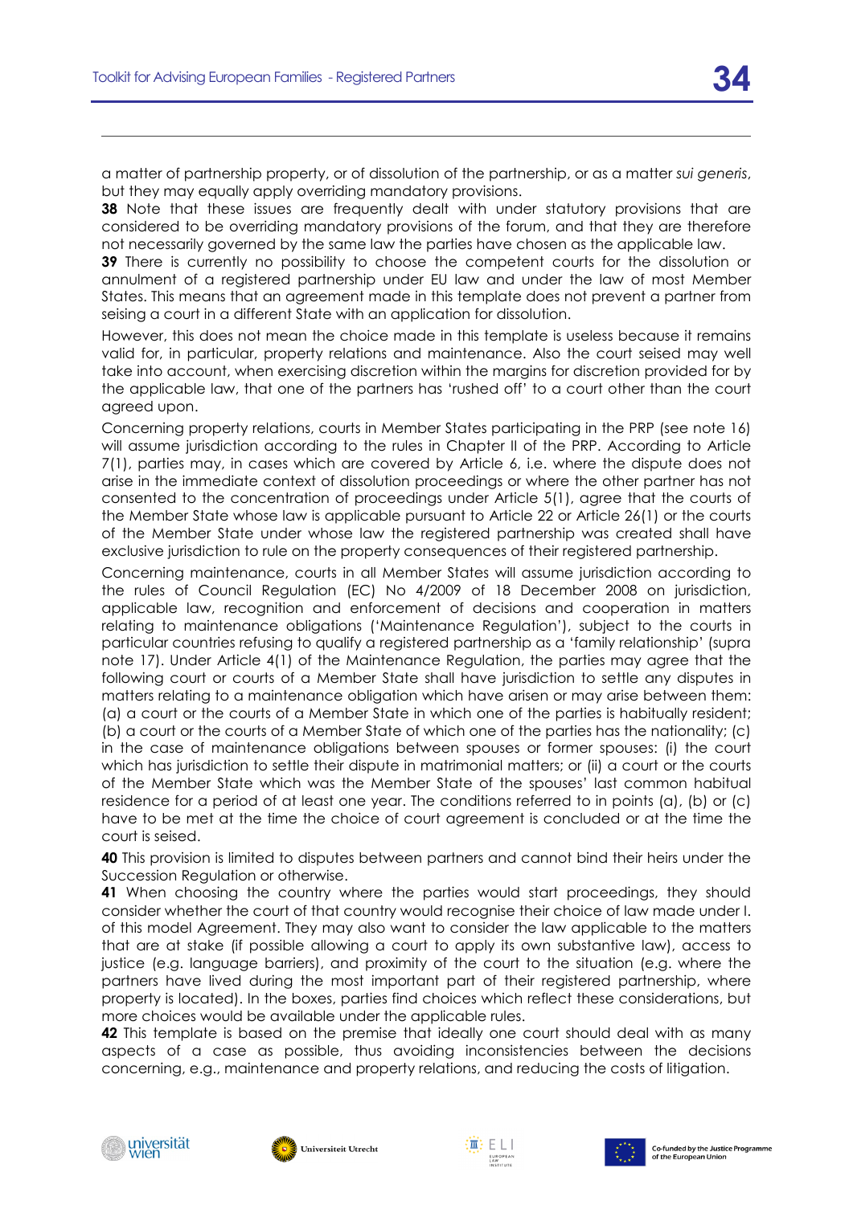a matter of partnership property, or of dissolution of the partnership, or as a matter *sui generis*, but they may equally apply overriding mandatory provisions.

**38** Note that these issues are frequently dealt with under statutory provisions that are considered to be overriding mandatory provisions of the forum, and that they are therefore not necessarily governed by the same law the parties have chosen as the applicable law.

**39** There is currently no possibility to choose the competent courts for the dissolution or annulment of a registered partnership under EU law and under the law of most Member States. This means that an agreement made in this template does not prevent a partner from seising a court in a different State with an application for dissolution.

However, this does not mean the choice made in this template is useless because it remains valid for, in particular, property relations and maintenance. Also the court seised may well take into account, when exercising discretion within the margins for discretion provided for by the applicable law, that one of the partners has 'rushed off' to a court other than the court agreed upon.

Concerning property relations, courts in Member States participating in the PRP (see note 16) will assume jurisdiction according to the rules in Chapter II of the PRP. According to Article 7(1), parties may, in cases which are covered by Article 6, i.e. where the dispute does not arise in the immediate context of dissolution proceedings or where the other partner has not consented to the concentration of proceedings under Article 5(1), agree that the courts of the Member State whose law is applicable pursuant to Article 22 or Article 26(1) or the courts of the Member State under whose law the registered partnership was created shall have exclusive jurisdiction to rule on the property consequences of their registered partnership.

Concerning maintenance, courts in all Member States will assume jurisdiction according to the rules of Council Regulation (EC) No 4/2009 of 18 December 2008 on jurisdiction, applicable law, recognition and enforcement of decisions and cooperation in matters relating to maintenance obligations ('Maintenance Regulation'), subject to the courts in particular countries refusing to qualify a registered partnership as a 'family relationship' (supra note 17). Under Article 4(1) of the Maintenance Regulation, the parties may agree that the following court or courts of a Member State shall have jurisdiction to settle any disputes in matters relating to a maintenance obligation which have arisen or may arise between them: (a) a court or the courts of a Member State in which one of the parties is habitually resident; (b) a court or the courts of a Member State of which one of the parties has the nationality; (c) in the case of maintenance obligations between spouses or former spouses: (i) the court which has jurisdiction to settle their dispute in matrimonial matters; or (ii) a court or the courts of the Member State which was the Member State of the spouses' last common habitual residence for a period of at least one year. The conditions referred to in points (a), (b) or (c) have to be met at the time the choice of court agreement is concluded or at the time the court is seised.

**40** This provision is limited to disputes between partners and cannot bind their heirs under the Succession Regulation or otherwise.

**41** When choosing the country where the parties would start proceedings, they should consider whether the court of that country would recognise their choice of law made under I. of this model Agreement. They may also want to consider the law applicable to the matters that are at stake (if possible allowing a court to apply its own substantive law), access to justice (e.g. language barriers), and proximity of the court to the situation (e.g. where the partners have lived during the most important part of their registered partnership, where property is located). In the boxes, parties find choices which reflect these considerations, but more choices would be available under the applicable rules.

**42** This template is based on the premise that ideally one court should deal with as many aspects of a case as possible, thus avoiding inconsistencies between the decisions concerning, e.g., maintenance and property relations, and reducing the costs of litigation.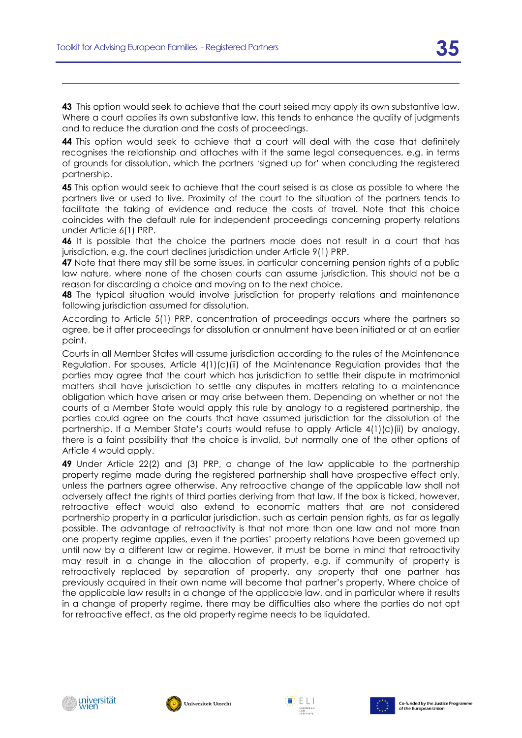**43** This option would seek to achieve that the court seised may apply its own substantive law. Where a court applies its own substantive law, this tends to enhance the quality of judgments and to reduce the duration and the costs of proceedings.

**44** This option would seek to achieve that a court will deal with the case that definitely recognises the relationship and attaches with it the same legal consequences, e.g. in terms of grounds for dissolution, which the partners 'signed up for' when concluding the registered partnership.

**45** This option would seek to achieve that the court seised is as close as possible to where the partners live or used to live. Proximity of the court to the situation of the partners tends to facilitate the taking of evidence and reduce the costs of travel. Note that this choice coincides with the default rule for independent proceedings concerning property relations under Article 6(1) PRP.

**46** It is possible that the choice the partners made does not result in a court that has jurisdiction, e.g. the court declines jurisdiction under Article 9(1) PRP.

**47** Note that there may still be some issues, in particular concerning pension rights of a public law nature, where none of the chosen courts can assume jurisdiction. This should not be a reason for discarding a choice and moving on to the next choice.

**48** The typical situation would involve jurisdiction for property relations and maintenance following jurisdiction assumed for dissolution.

According to Article 5(1) PRP, concentration of proceedings occurs where the partners so agree, be it after proceedings for dissolution or annulment have been initiated or at an earlier point.

Courts in all Member States will assume jurisdiction according to the rules of the Maintenance Regulation. For spouses, Article 4(1)(c)(ii) of the Maintenance Regulation provides that the parties may agree that the court which has jurisdiction to settle their dispute in matrimonial matters shall have jurisdiction to settle any disputes in matters relating to a maintenance obligation which have arisen or may arise between them. Depending on whether or not the courts of a Member State would apply this rule by analogy to a registered partnership, the parties could agree on the courts that have assumed jurisdiction for the dissolution of the partnership. If a Member State's courts would refuse to apply Article 4(1)(c)(ii) by analogy, there is a faint possibility that the choice is invalid, but normally one of the other options of Article 4 would apply.

**49** Under Article 22(2) and (3) PRP, a change of the law applicable to the partnership property regime made during the registered partnership shall have prospective effect only, unless the partners agree otherwise. Any retroactive change of the applicable law shall not adversely affect the rights of third parties deriving from that law. If the box is ticked, however, retroactive effect would also extend to economic matters that are not considered partnership property in a particular jurisdiction, such as certain pension rights, as far as legally possible. The advantage of retroactivity is that not more than one law and not more than one property regime applies, even if the parties' property relations have been governed up until now by a different law or regime. However, it must be borne in mind that retroactivity may result in a change in the allocation of property, e.g. if community of property is retroactively replaced by separation of property, any property that one partner has previously acquired in their own name will become that partner's property. Where choice of the applicable law results in a change of the applicable law, and in particular where it results in a change of property regime, there may be difficulties also where the parties do not opt for retroactive effect, as the old property regime needs to be liquidated.